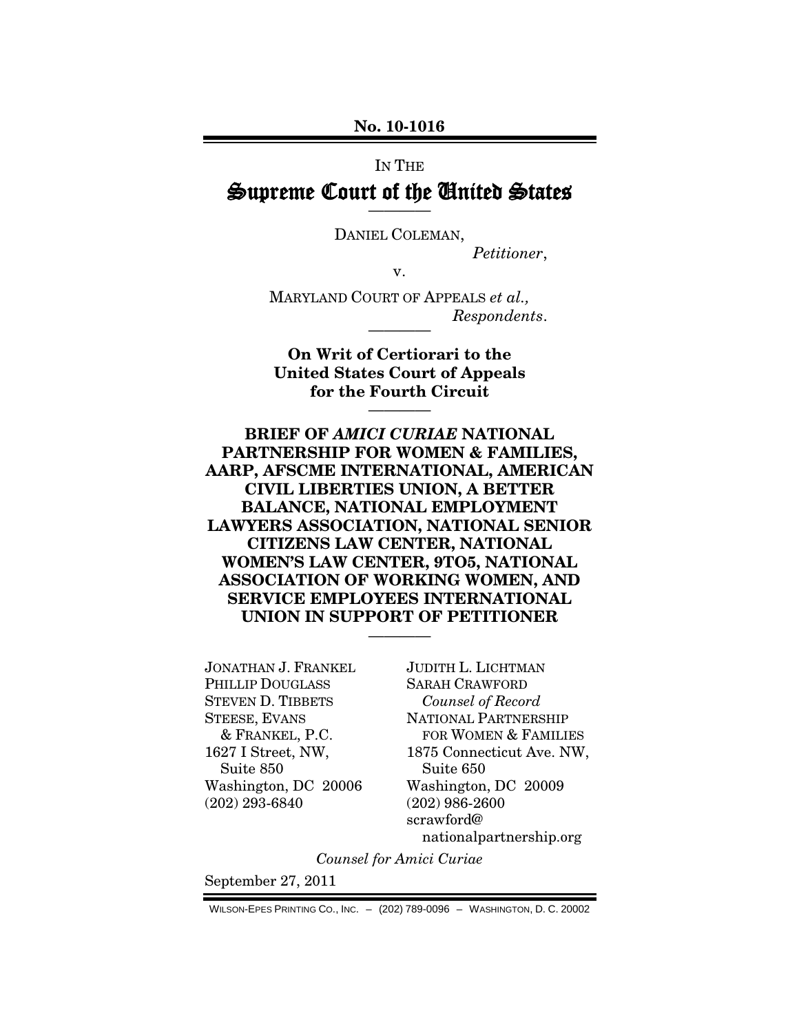No. 10-1016

IN THE

# Supreme Court of the United States

DANIEL COLEMAN,

*Petitioner*,

v.

MARYLAND COURT OF APPEALS *et al.*,

*Respondents*.

**On Writ of Certiorari to the United States Court of Appeals for the Fourth Circuit**

**BRIEF OF *AMICI CURIAE* NATIONAL PARTNERSHIP FOR WOMEN & FAMILIES, AARP, AFSCME INTERNATIONAL, AMERICAN CIVIL LIBERTIES UNION, A BETTER BALANCE, NATIONAL EMPLOYMENT LAWYERS ASSOCIATION, NATIONAL SENIOR CITIZENS LAW CENTER, NATIONAL WOMEN'S LAW CENTER, 9TO5, NATIONAL ASSOCIATION OF WORKING WOMEN, AND SERVICE EMPLOYEES INTERNATIONAL UNION IN SUPPORT OF PETITIONER**

JONATHAN J. FRANKEL
PHILLIP DOUGLASS
STEVEN D. TIBBETS
STEESE, EVANS & FRANKEL, P.C.
1627 I Street, NW, Suite 850
Washington, DC 20006
(202) 293-6840

JUDITH L. LICHTMAN
SARAH CRAWFORD
*Counsel of Record*
NATIONAL PARTNERSHIP FOR WOMEN & FAMILIES
1875 Connecticut Ave. NW, Suite 650
Washington, DC 20009
(202) 986-2600
scrawford@nationalpartnership.org

*Counsel for Amici Curiae*

September 27, 2011

WILSON-EPES PRINTING CO., INC. – (202) 789-0096 – WASHINGTON, D. C. 20002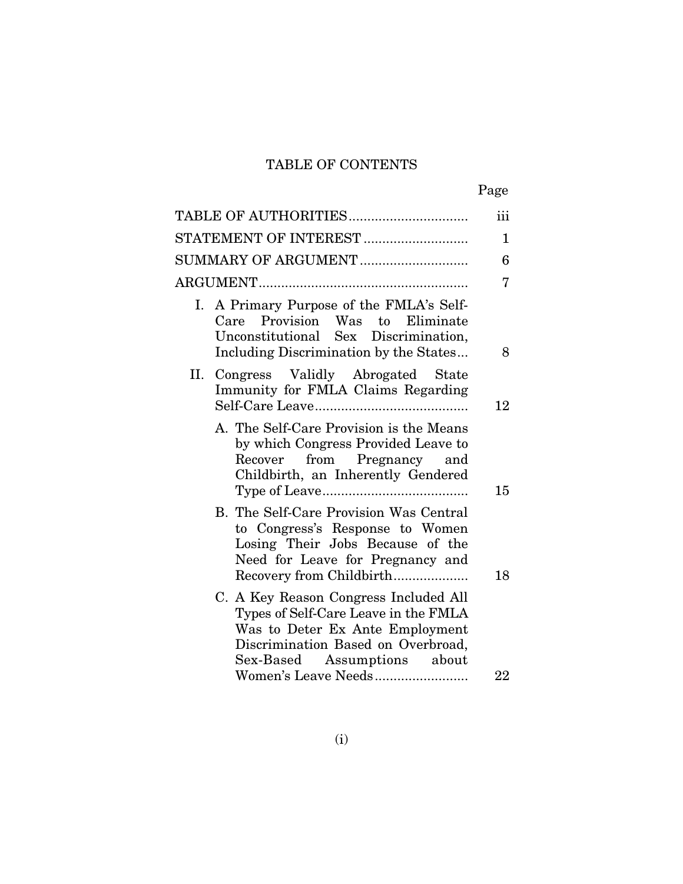# TABLE OF CONTENTS

| | Page |
|---|---|
| TABLE OF AUTHORITIES | iii |
| STATEMENT OF INTEREST | 1 |
| SUMMARY OF ARGUMENT | 6 |
| ARGUMENT | 7 |
| I. A Primary Purpose of the FMLA's Self-Care Provision Was to Eliminate Unconstitutional Sex Discrimination, Including Discrimination by the States | 8 |
| II. Congress Validly Abrogated State Immunity for FMLA Claims Regarding Self-Care Leave | 12 |
| A. The Self-Care Provision is the Means by which Congress Provided Leave to Recover from Pregnancy and Childbirth, an Inherently Gendered Type of Leave | 15 |
| B. The Self-Care Provision Was Central to Congress's Response to Women Losing Their Jobs Because of the Need for Leave for Pregnancy and Recovery from Childbirth | 18 |
| C. A Key Reason Congress Included All Types of Self-Care Leave in the FMLA Was to Deter Ex Ante Employment Discrimination Based on Overbroad, Sex-Based Assumptions about Women's Leave Needs | 22 |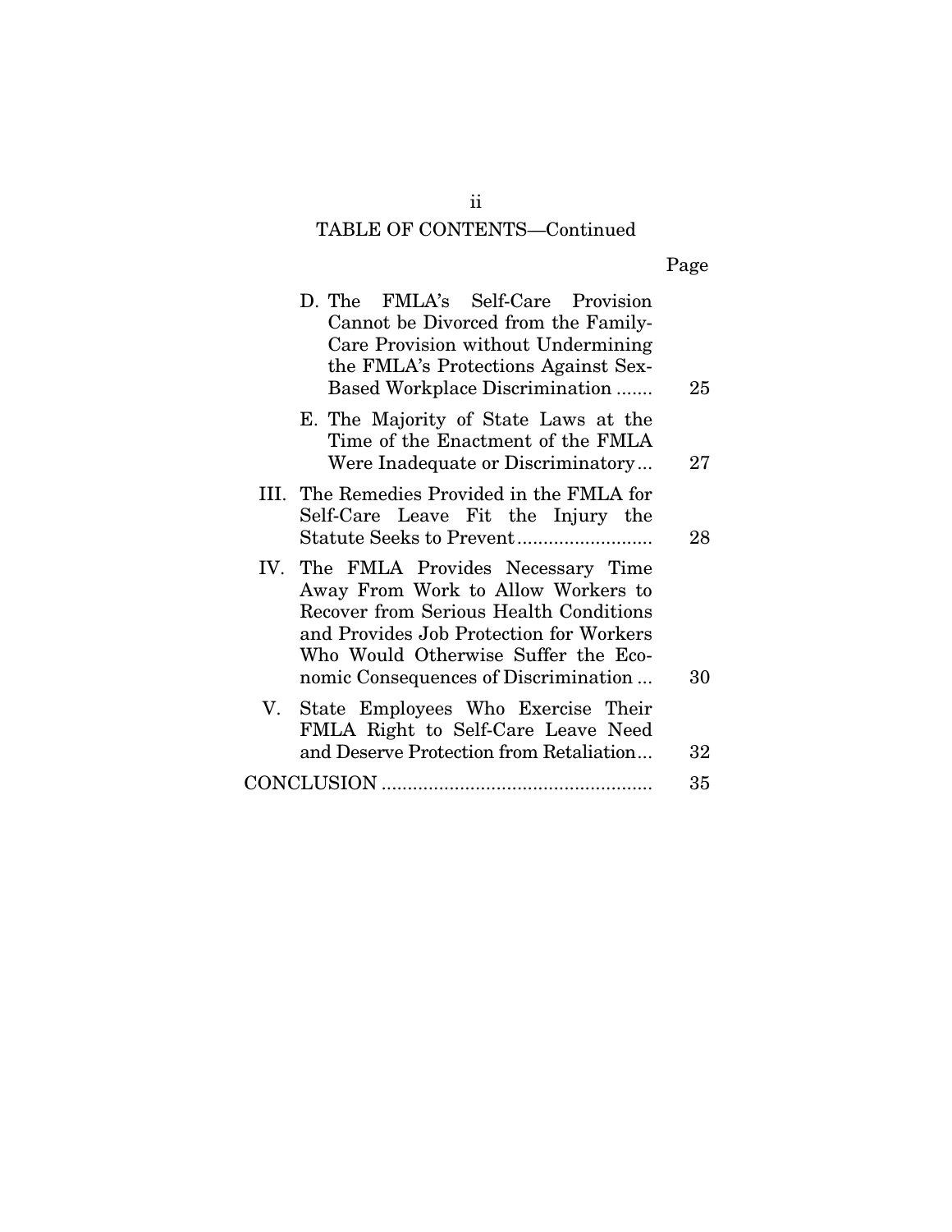## TABLE OF CONTENTS—Continued

| | Page |
|---|---|
| D. The FMLA's Self-Care Provision Cannot be Divorced from the Family-Care Provision without Undermining the FMLA's Protections Against Sex-Based Workplace Discrimination ....... | 25 |
| E. The Majority of State Laws at the Time of the Enactment of the FMLA Were Inadequate or Discriminatory... | 27 |
| III. The Remedies Provided in the FMLA for Self-Care Leave Fit the Injury the Statute Seeks to Prevent.......................... | 28 |
| IV. The FMLA Provides Necessary Time Away From Work to Allow Workers to Recover from Serious Health Conditions and Provides Job Protection for Workers Who Would Otherwise Suffer the Economic Consequences of Discrimination ... | 30 |
| V. State Employees Who Exercise Their FMLA Right to Self-Care Leave Need and Deserve Protection from Retaliation... | 32 |
| CONCLUSION .................................................... | 35 |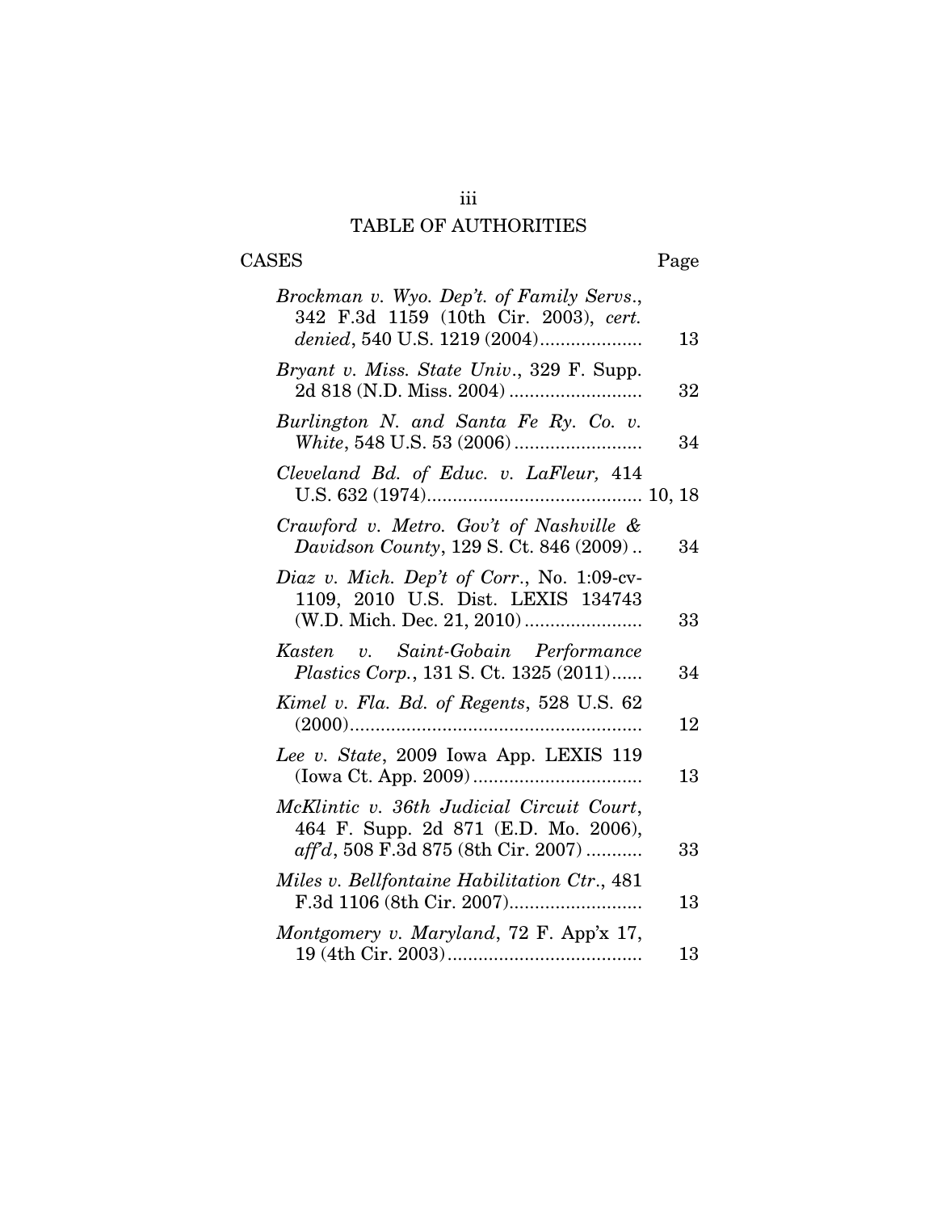# TABLE OF AUTHORITIES

CASES Page

*Brockman v. Wyo. Dep't. of Family Servs.*, 342 F.3d 1159 (10th Cir. 2003), *cert. denied*, 540 U.S. 1219 (2004) .................... 13

*Bryant v. Miss. State Univ.*, 329 F. Supp. 2d 818 (N.D. Miss. 2004) .......................... 32

*Burlington N. and Santa Fe Ry. Co. v. White*, 548 U.S. 53 (2006) ......................... 34

*Cleveland Bd. of Educ. v. LaFleur,* 414 U.S. 632 (1974) .......................................... 10, 18

*Crawford v. Metro. Gov't of Nashville & Davidson County*, 129 S. Ct. 846 (2009) .. 34

*Diaz v. Mich. Dep't of Corr.*, No. 1:09-cv-1109, 2010 U.S. Dist. LEXIS 134743 (W.D. Mich. Dec. 21, 2010) ....................... 33

*Kasten v. Saint-Gobain Performance Plastics Corp.*, 131 S. Ct. 1325 (2011) ...... 34

*Kimel v. Fla. Bd. of Regents*, 528 U.S. 62 (2000) ......................................................... 12

*Lee v. State*, 2009 Iowa App. LEXIS 119 (Iowa Ct. App. 2009) ................................. 13

*McKlintic v. 36th Judicial Circuit Court*, 464 F. Supp. 2d 871 (E.D. Mo. 2006), *aff'd*, 508 F.3d 875 (8th Cir. 2007) ........... 33

*Miles v. Bellfontaine Habilitation Ctr.*, 481 F.3d 1106 (8th Cir. 2007) .......................... 13

*Montgomery v. Maryland*, 72 F. App'x 17, 19 (4th Cir. 2003) ...................................... 13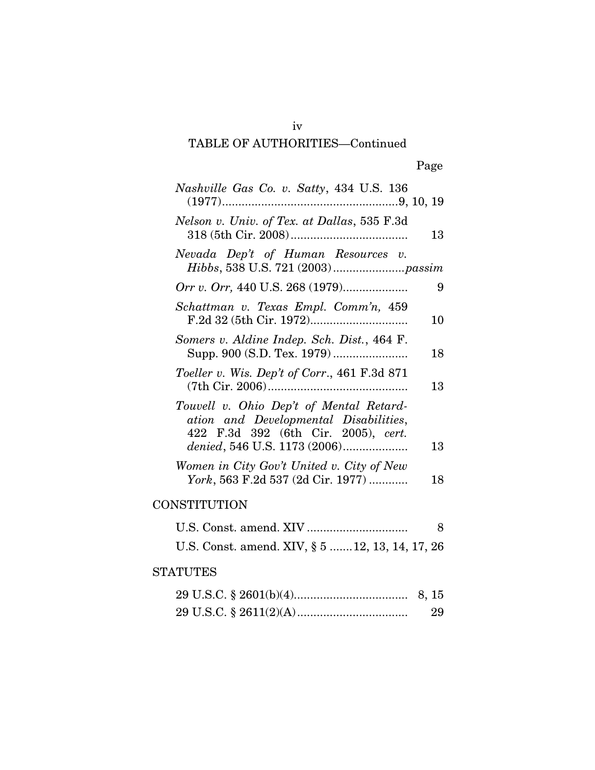TABLE OF AUTHORITIES—Continued

Page

*Nashville Gas Co. v. Satty*, 434 U.S. 136 (1977).......................................................9, 10, 19

*Nelson v. Univ. of Tex. at Dallas*, 535 F.3d 318 (5th Cir. 2008).................................... 13

*Nevada Dep't of Human Resources v. Hibbs*, 538 U.S. 721 (2003)......................*passim*

*Orr v. Orr,* 440 U.S. 268 (1979).................... 9

*Schattman v. Texas Empl. Comm'n,* 459 F.2d 32 (5th Cir. 1972).............................. 10

*Somers v. Aldine Indep. Sch. Dist.*, 464 F. Supp. 900 (S.D. Tex. 1979)....................... 18

*Toeller v. Wis. Dep't of Corr.*, 461 F.3d 871 (7th Cir. 2006)........................................... 13

*Touvell v. Ohio Dep't of Mental Retardation and Developmental Disabilities*, 422 F.3d 392 (6th Cir. 2005), *cert. denied*, 546 U.S. 1173 (2006).................... 13

*Women in City Gov't United v. City of New York*, 563 F.2d 537 (2d Cir. 1977)............ 18

CONSTITUTION

U.S. Const. amend. XIV ............................... 8

U.S. Const. amend. XIV, § 5 .......12, 13, 14, 17, 26

STATUTES

29 U.S.C. § 2601(b)(4)................................... 8, 15

29 U.S.C. § 2611(2)(A).................................. 29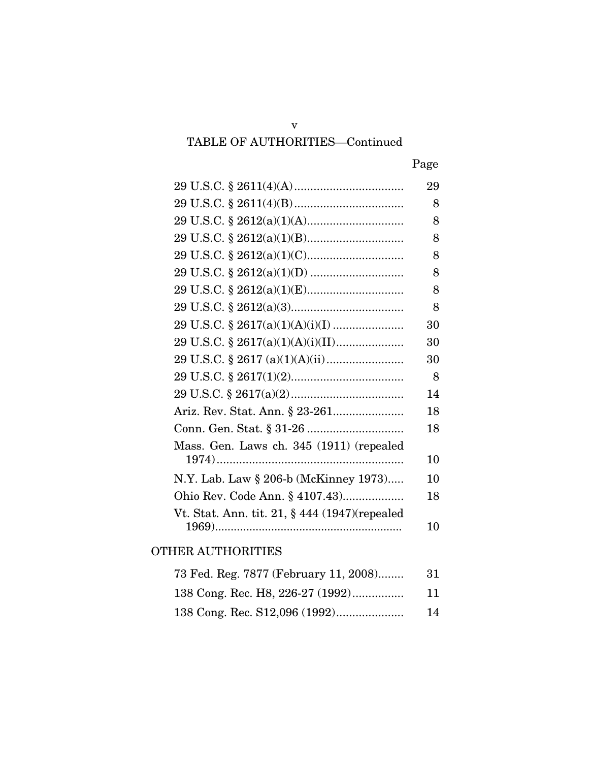## TABLE OF AUTHORITIES—Continued

| | Page |
|---|---|
| 29 U.S.C. § 2611(4)(A) | 29 |
| 29 U.S.C. § 2611(4)(B) | 8 |
| 29 U.S.C. § 2612(a)(1)(A) | 8 |
| 29 U.S.C. § 2612(a)(1)(B) | 8 |
| 29 U.S.C. § 2612(a)(1)(C) | 8 |
| 29 U.S.C. § 2612(a)(1)(D) | 8 |
| 29 U.S.C. § 2612(a)(1)(E) | 8 |
| 29 U.S.C. § 2612(a)(3) | 8 |
| 29 U.S.C. § 2617(a)(1)(A)(i)(I) | 30 |
| 29 U.S.C. § 2617(a)(1)(A)(i)(II) | 30 |
| 29 U.S.C. § 2617 (a)(1)(A)(ii) | 30 |
| 29 U.S.C. § 2617(1)(2) | 8 |
| 29 U.S.C. § 2617(a)(2) | 14 |
| Ariz. Rev. Stat. Ann. § 23-261 | 18 |
| Conn. Gen. Stat. § 31-26 | 18 |
| Mass. Gen. Laws ch. 345 (1911) (repealed 1974) | 10 |
| N.Y. Lab. Law § 206-b (McKinney 1973) | 10 |
| Ohio Rev. Code Ann. § 4107.43) | 18 |
| Vt. Stat. Ann. tit. 21, § 444 (1947)(repealed 1969) | 10 |

### OTHER AUTHORITIES

| | |
|---|---|
| 73 Fed. Reg. 7877 (February 11, 2008) | 31 |
| 138 Cong. Rec. H8, 226-27 (1992) | 11 |
| 138 Cong. Rec. S12,096 (1992) | 14 |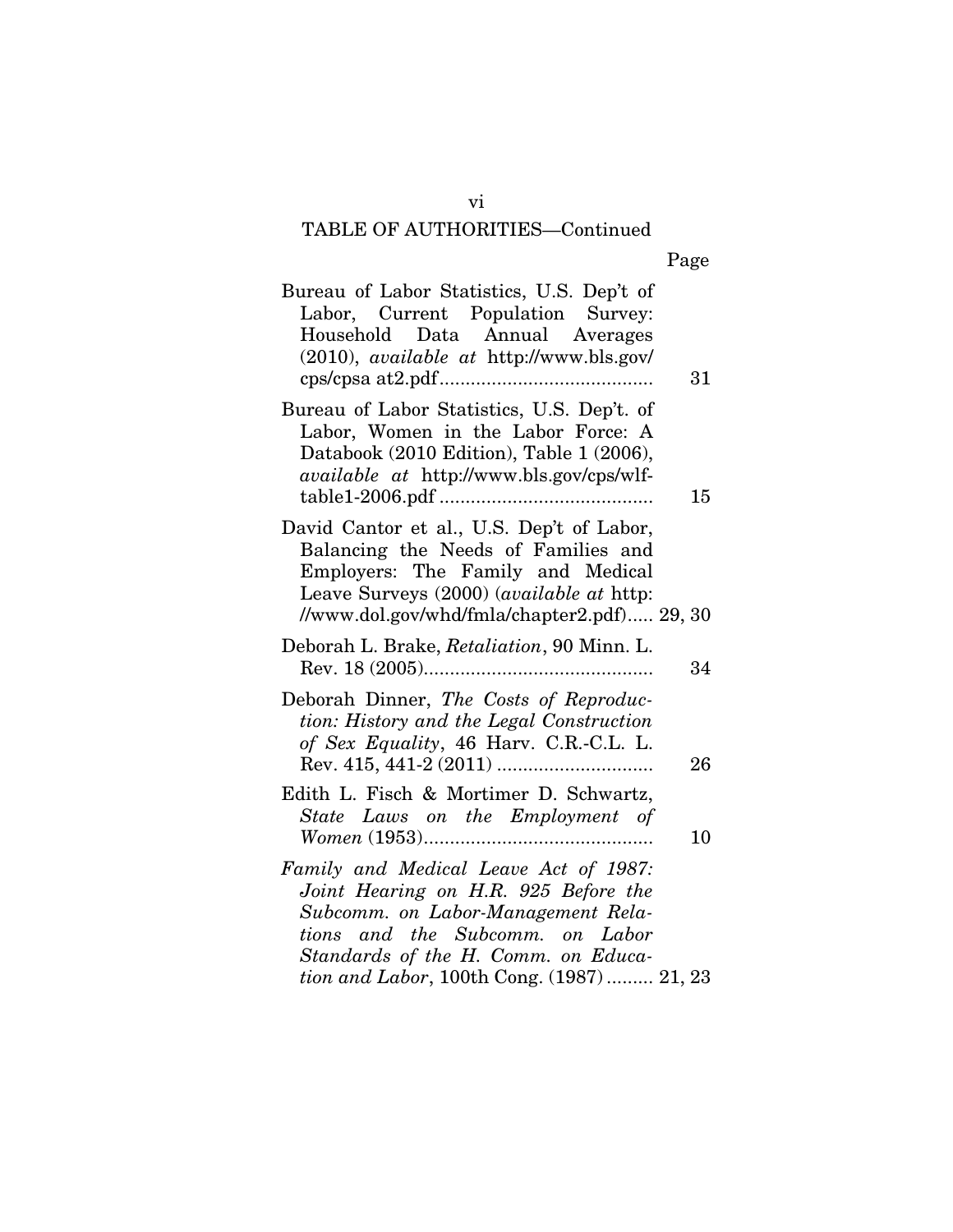## TABLE OF AUTHORITIES—Continued

Page

Bureau of Labor Statistics, U.S. Dep't of Labor, Current Population Survey: Household Data Annual Averages (2010), *available at* http://www.bls.gov/cps/cpsa at2.pdf........................................ 31

Bureau of Labor Statistics, U.S. Dep't. of Labor, Women in the Labor Force: A Databook (2010 Edition), Table 1 (2006), *available at* http://www.bls.gov/cps/wlf-table1-2006.pdf ........................................ 15

David Cantor et al., U.S. Dep't of Labor, Balancing the Needs of Families and Employers: The Family and Medical Leave Surveys (2000) (*available at* http://www.dol.gov/whd/fmla/chapter2.pdf)..... 29, 30

Deborah L. Brake, *Retaliation*, 90 Minn. L. Rev. 18 (2005)............................................ 34

Deborah Dinner, *The Costs of Reproduction: History and the Legal Construction of Sex Equality*, 46 Harv. C.R.-C.L. L. Rev. 415, 441-2 (2011) ............................. 26

Edith L. Fisch & Mortimer D. Schwartz, *State Laws on the Employment of Women* (1953)............................................ 10

*Family and Medical Leave Act of 1987: Joint Hearing on H.R. 925 Before the Subcomm. on Labor-Management Relations and the Subcomm. on Labor Standards of the H. Comm. on Education and Labor*, 100th Cong. (1987) ......... 21, 23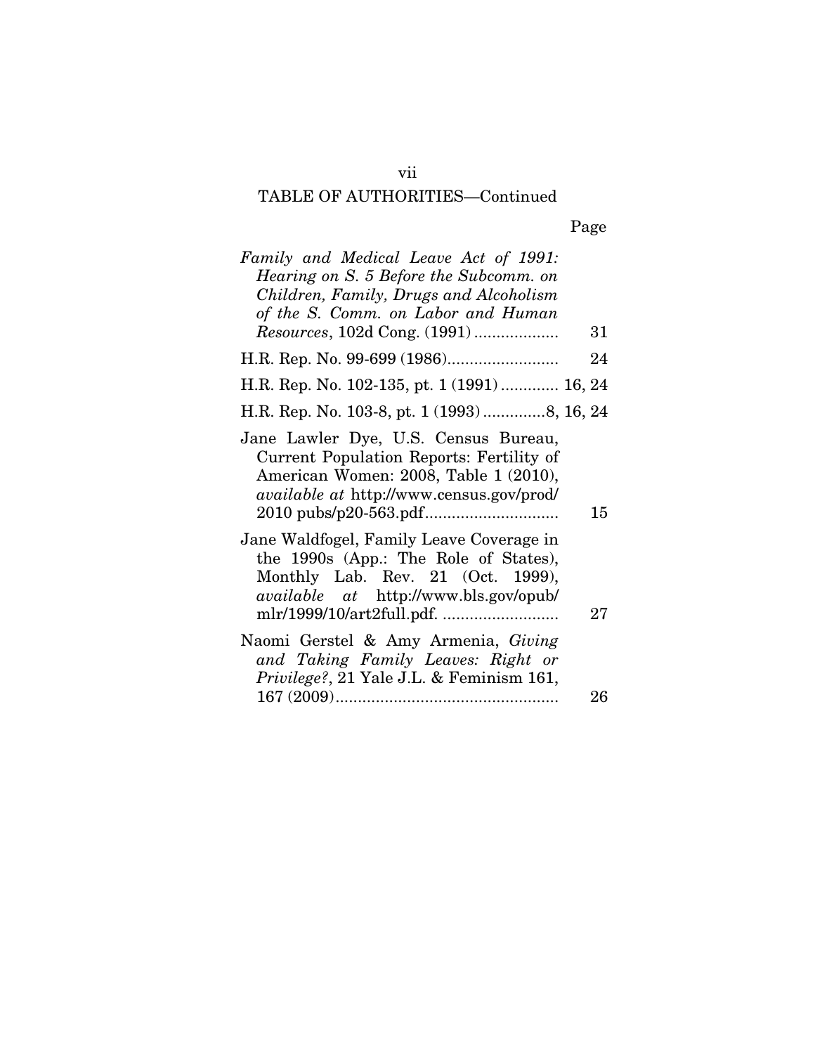## TABLE OF AUTHORITIES—Continued

| | Page |
|---|---|
| *Family and Medical Leave Act of 1991: Hearing on S. 5 Before the Subcomm. on Children, Family, Drugs and Alcoholism of the S. Comm. on Labor and Human Resources*, 102d Cong. (1991) | 31 |
| H.R. Rep. No. 99-699 (1986) | 24 |
| H.R. Rep. No. 102-135, pt. 1 (1991) | 16, 24 |
| H.R. Rep. No. 103-8, pt. 1 (1993) | 8, 16, 24 |
| Jane Lawler Dye, U.S. Census Bureau, Current Population Reports: Fertility of American Women: 2008, Table 1 (2010), *available at* http://www.census.gov/prod/2010 pubs/p20-563.pdf | 15 |
| Jane Waldfogel, Family Leave Coverage in the 1990s (App.: The Role of States), Monthly Lab. Rev. 21 (Oct. 1999), *available at* http://www.bls.gov/opub/mlr/1999/10/art2full.pdf. | 27 |
| Naomi Gerstel & Amy Armenia, *Giving and Taking Family Leaves: Right or Privilege?*, 21 Yale J.L. & Feminism 161, 167 (2009) | 26 |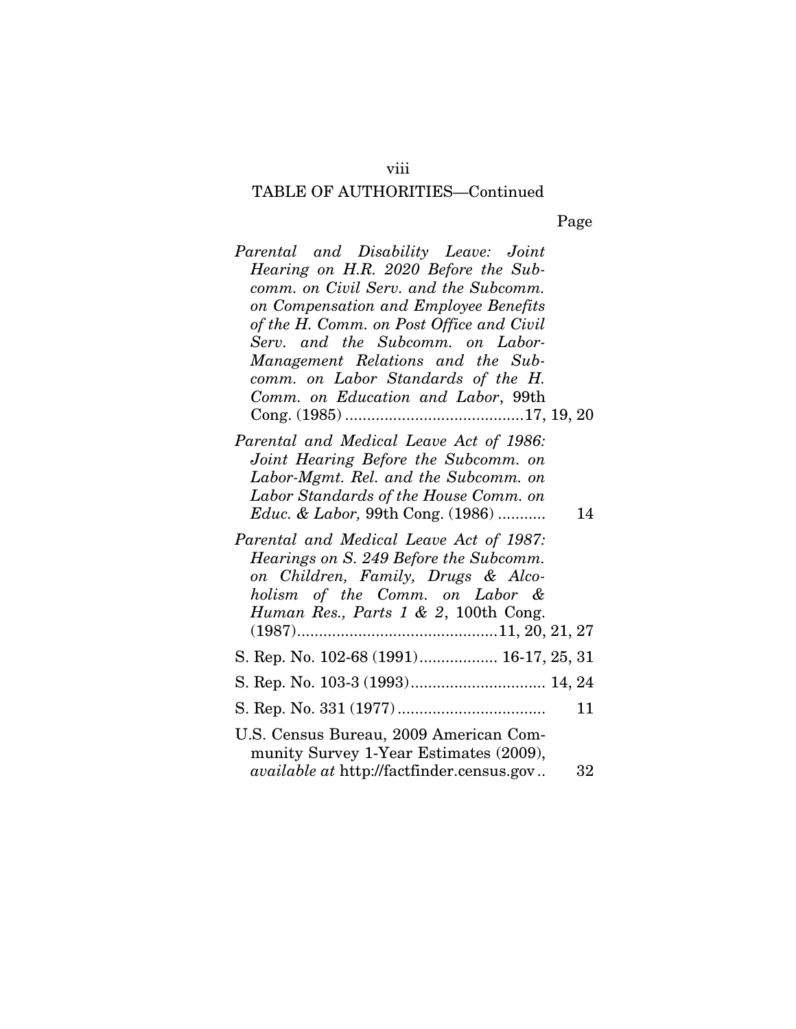TABLE OF AUTHORITIES—Continued

Page

*Parental and Disability Leave: Joint Hearing on H.R. 2020 Before the Subcomm. on Civil Serv. and the Subcomm. on Compensation and Employee Benefits of the H. Comm. on Post Office and Civil Serv. and the Subcomm. on Labor-Management Relations and the Subcomm. on Labor Standards of the H. Comm. on Education and Labor*, 99th Cong. (1985) .........................................17, 19, 20

*Parental and Medical Leave Act of 1986: Joint Hearing Before the Subcomm. on Labor-Mgmt. Rel. and the Subcomm. on Labor Standards of the House Comm. on Educ. & Labor,* 99th Cong. (1986) ........... 14

*Parental and Medical Leave Act of 1987: Hearings on S. 249 Before the Subcomm. on Children, Family, Drugs & Alcoholism of the Comm. on Labor & Human Res., Parts 1 & 2*, 100th Cong. (1987)..............................................11, 20, 21, 27

S. Rep. No. 102-68 (1991).................. 16-17, 25, 31

S. Rep. No. 103-3 (1993)............................... 14, 24

S. Rep. No. 331 (1977).................................. 11

U.S. Census Bureau, 2009 American Community Survey 1-Year Estimates (2009), *available at* http://factfinder.census.gov.. 32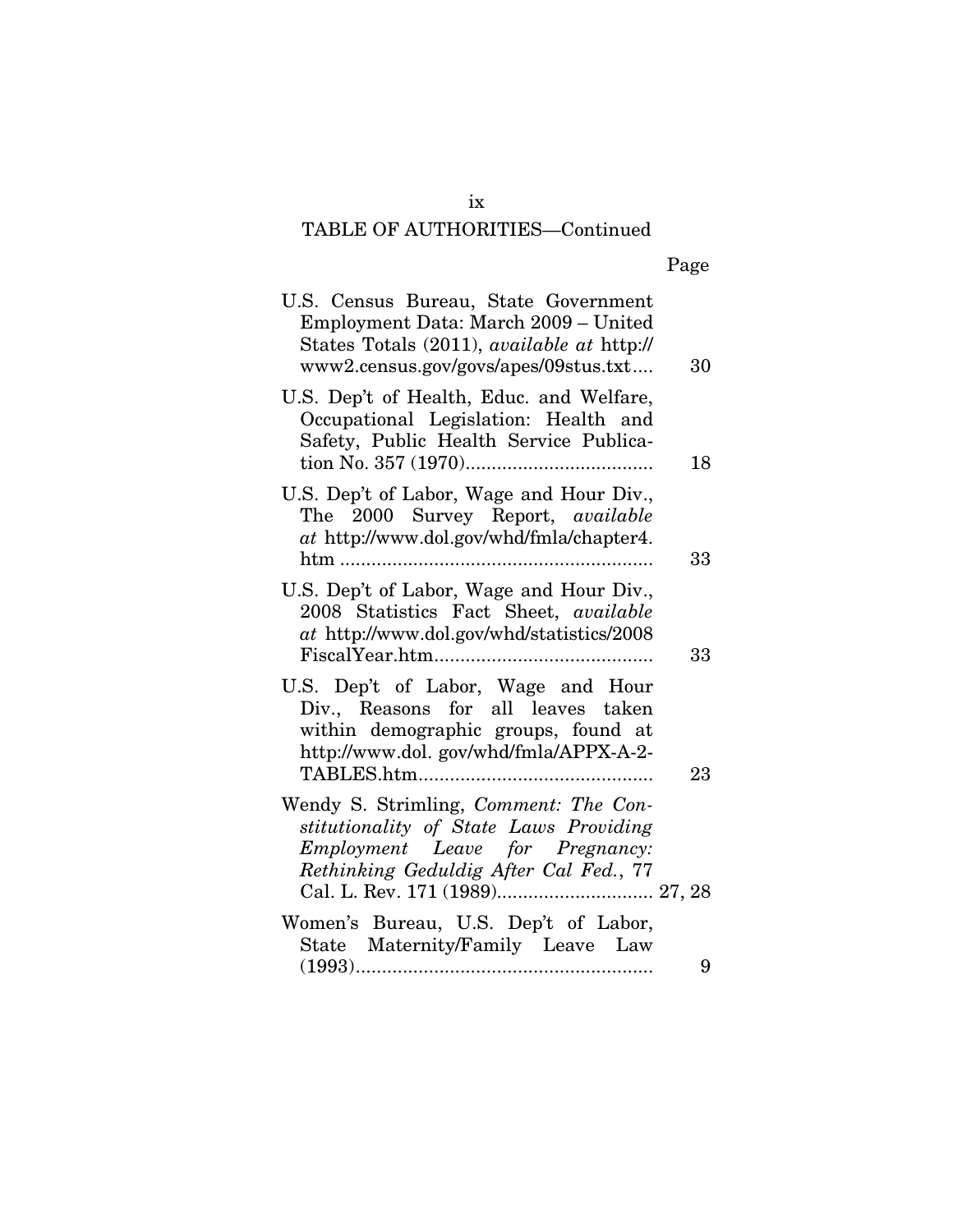TABLE OF AUTHORITIES—Continued

Page

U.S. Census Bureau, State Government Employment Data: March 2009 – United States Totals (2011), *available at* http://www2.census.gov/govs/apes/09stus.txt.... 30

U.S. Dep't of Health, Educ. and Welfare, Occupational Legislation: Health and Safety, Public Health Service Publication No. 357 (1970).................................... 18

U.S. Dep't of Labor, Wage and Hour Div., The 2000 Survey Report, *available at* http://www.dol.gov/whd/fmla/chapter4.htm ............................................................ 33

U.S. Dep't of Labor, Wage and Hour Div., 2008 Statistics Fact Sheet, *available at* http://www.dol.gov/whd/statistics/2008FiscalYear.htm.......................................... 33

U.S. Dep't of Labor, Wage and Hour Div., Reasons for all leaves taken within demographic groups, found at http://www.dol. gov/whd/fmla/APPX-A-2-TABLES.htm............................................. 23

Wendy S. Strimling, *Comment: The Constitutionality of State Laws Providing Employment Leave for Pregnancy: Rethinking Geduldig After Cal Fed.*, 77 Cal. L. Rev. 171 (1989)............................. 27, 28

Women's Bureau, U.S. Dep't of Labor, State Maternity/Family Leave Law (1993)......................................................... 9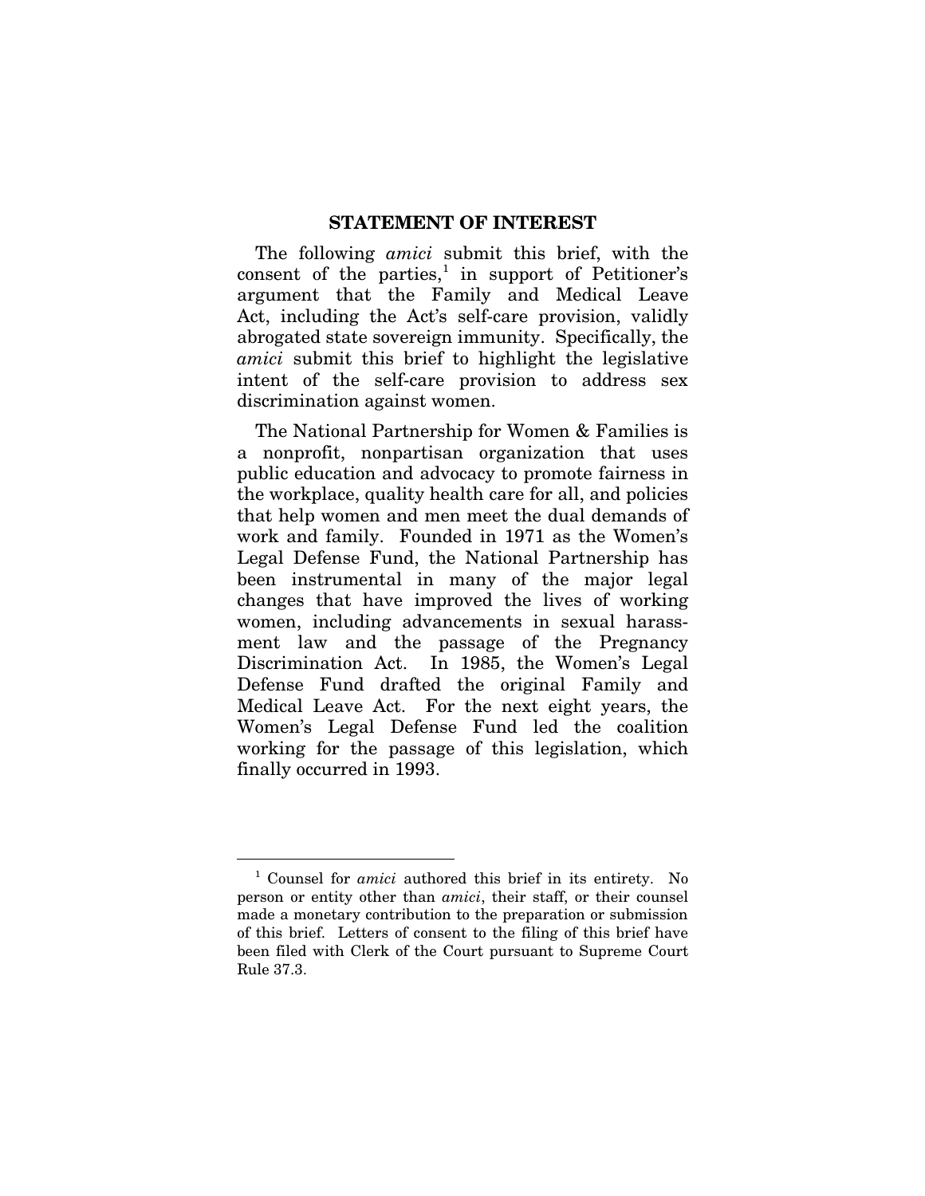## STATEMENT OF INTEREST

The following *amici* submit this brief, with the consent of the parties,[1] in support of Petitioner's argument that the Family and Medical Leave Act, including the Act's self-care provision, validly abrogated state sovereign immunity. Specifically, the *amici* submit this brief to highlight the legislative intent of the self-care provision to address sex discrimination against women.

The National Partnership for Women & Families is a nonprofit, nonpartisan organization that uses public education and advocacy to promote fairness in the workplace, quality health care for all, and policies that help women and men meet the dual demands of work and family. Founded in 1971 as the Women's Legal Defense Fund, the National Partnership has been instrumental in many of the major legal changes that have improved the lives of working women, including advancements in sexual harassment law and the passage of the Pregnancy Discrimination Act. In 1985, the Women's Legal Defense Fund drafted the original Family and Medical Leave Act. For the next eight years, the Women's Legal Defense Fund led the coalition working for the passage of this legislation, which finally occurred in 1993.

---

[1] Counsel for *amici* authored this brief in its entirety. No person or entity other than *amici*, their staff, or their counsel made a monetary contribution to the preparation or submission of this brief. Letters of consent to the filing of this brief have been filed with Clerk of the Court pursuant to Supreme Court Rule 37.3.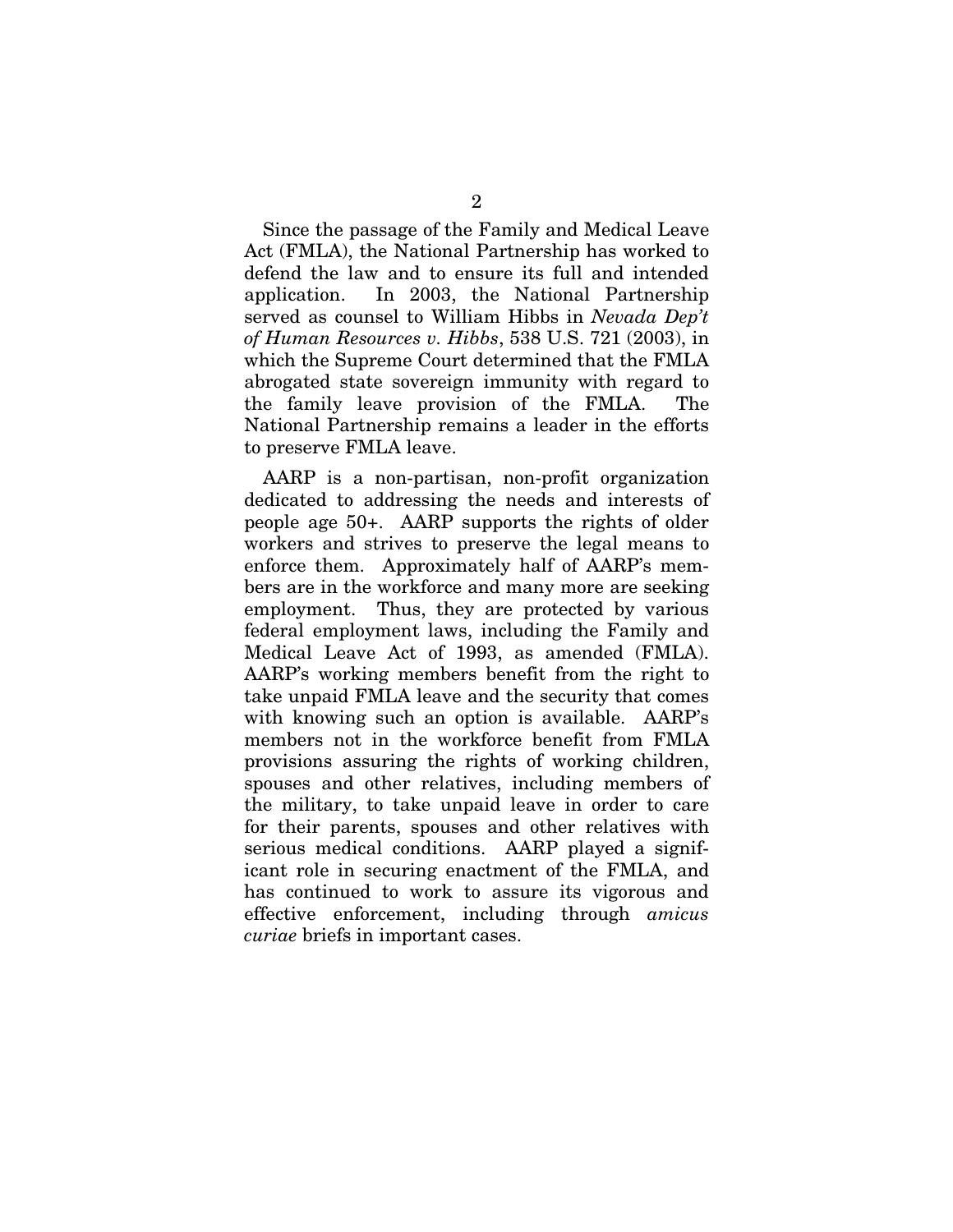Since the passage of the Family and Medical Leave Act (FMLA), the National Partnership has worked to defend the law and to ensure its full and intended application. In 2003, the National Partnership served as counsel to William Hibbs in *Nevada Dep't of Human Resources v. Hibbs*, 538 U.S. 721 (2003), in which the Supreme Court determined that the FMLA abrogated state sovereign immunity with regard to the family leave provision of the FMLA. The National Partnership remains a leader in the efforts to preserve FMLA leave.

AARP is a non-partisan, non-profit organization dedicated to addressing the needs and interests of people age 50+. AARP supports the rights of older workers and strives to preserve the legal means to enforce them. Approximately half of AARP's members are in the workforce and many more are seeking employment. Thus, they are protected by various federal employment laws, including the Family and Medical Leave Act of 1993, as amended (FMLA). AARP's working members benefit from the right to take unpaid FMLA leave and the security that comes with knowing such an option is available. AARP's members not in the workforce benefit from FMLA provisions assuring the rights of working children, spouses and other relatives, including members of the military, to take unpaid leave in order to care for their parents, spouses and other relatives with serious medical conditions. AARP played a significant role in securing enactment of the FMLA, and has continued to work to assure its vigorous and effective enforcement, including through *amicus curiae* briefs in important cases.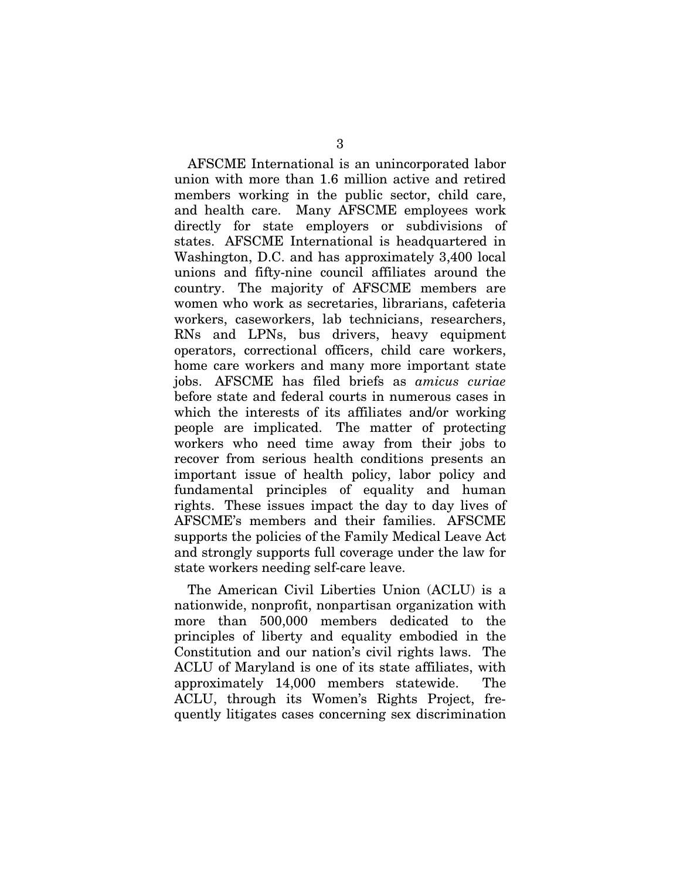AFSCME International is an unincorporated labor union with more than 1.6 million active and retired members working in the public sector, child care, and health care. Many AFSCME employees work directly for state employers or subdivisions of states. AFSCME International is headquartered in Washington, D.C. and has approximately 3,400 local unions and fifty-nine council affiliates around the country. The majority of AFSCME members are women who work as secretaries, librarians, cafeteria workers, caseworkers, lab technicians, researchers, RNs and LPNs, bus drivers, heavy equipment operators, correctional officers, child care workers, home care workers and many more important state jobs. AFSCME has filed briefs as *amicus curiae* before state and federal courts in numerous cases in which the interests of its affiliates and/or working people are implicated. The matter of protecting workers who need time away from their jobs to recover from serious health conditions presents an important issue of health policy, labor policy and fundamental principles of equality and human rights. These issues impact the day to day lives of AFSCME's members and their families. AFSCME supports the policies of the Family Medical Leave Act and strongly supports full coverage under the law for state workers needing self-care leave.

The American Civil Liberties Union (ACLU) is a nationwide, nonprofit, nonpartisan organization with more than 500,000 members dedicated to the principles of liberty and equality embodied in the Constitution and our nation's civil rights laws. The ACLU of Maryland is one of its state affiliates, with approximately 14,000 members statewide. The ACLU, through its Women's Rights Project, frequently litigates cases concerning sex discrimination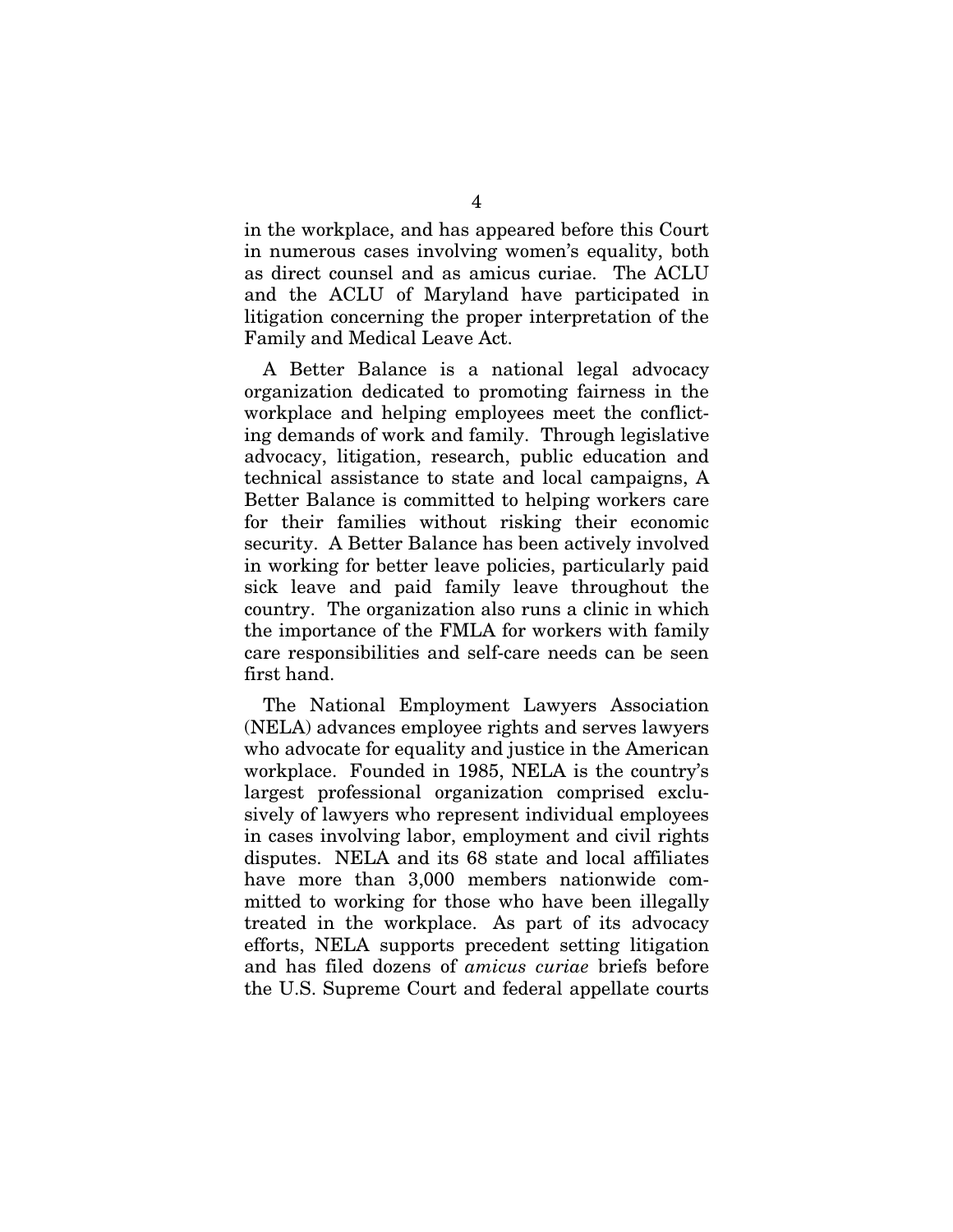in the workplace, and has appeared before this Court in numerous cases involving women's equality, both as direct counsel and as amicus curiae. The ACLU and the ACLU of Maryland have participated in litigation concerning the proper interpretation of the Family and Medical Leave Act.

A Better Balance is a national legal advocacy organization dedicated to promoting fairness in the workplace and helping employees meet the conflicting demands of work and family. Through legislative advocacy, litigation, research, public education and technical assistance to state and local campaigns, A Better Balance is committed to helping workers care for their families without risking their economic security. A Better Balance has been actively involved in working for better leave policies, particularly paid sick leave and paid family leave throughout the country. The organization also runs a clinic in which the importance of the FMLA for workers with family care responsibilities and self-care needs can be seen first hand.

The National Employment Lawyers Association (NELA) advances employee rights and serves lawyers who advocate for equality and justice in the American workplace. Founded in 1985, NELA is the country's largest professional organization comprised exclusively of lawyers who represent individual employees in cases involving labor, employment and civil rights disputes. NELA and its 68 state and local affiliates have more than 3,000 members nationwide committed to working for those who have been illegally treated in the workplace. As part of its advocacy efforts, NELA supports precedent setting litigation and has filed dozens of *amicus curiae* briefs before the U.S. Supreme Court and federal appellate courts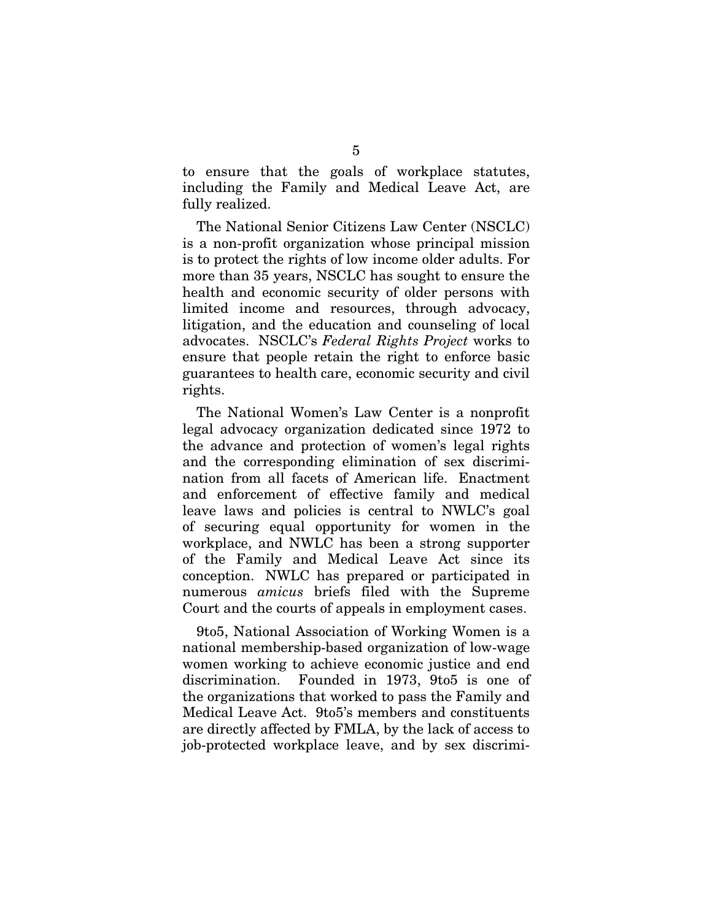to ensure that the goals of workplace statutes, including the Family and Medical Leave Act, are fully realized.

The National Senior Citizens Law Center (NSCLC) is a non-profit organization whose principal mission is to protect the rights of low income older adults. For more than 35 years, NSCLC has sought to ensure the health and economic security of older persons with limited income and resources, through advocacy, litigation, and the education and counseling of local advocates. NSCLC's *Federal Rights Project* works to ensure that people retain the right to enforce basic guarantees to health care, economic security and civil rights.

The National Women's Law Center is a nonprofit legal advocacy organization dedicated since 1972 to the advance and protection of women's legal rights and the corresponding elimination of sex discrimination from all facets of American life. Enactment and enforcement of effective family and medical leave laws and policies is central to NWLC's goal of securing equal opportunity for women in the workplace, and NWLC has been a strong supporter of the Family and Medical Leave Act since its conception. NWLC has prepared or participated in numerous *amicus* briefs filed with the Supreme Court and the courts of appeals in employment cases.

9to5, National Association of Working Women is a national membership-based organization of low-wage women working to achieve economic justice and end discrimination. Founded in 1973, 9to5 is one of the organizations that worked to pass the Family and Medical Leave Act. 9to5's members and constituents are directly affected by FMLA, by the lack of access to job-protected workplace leave, and by sex discrimi-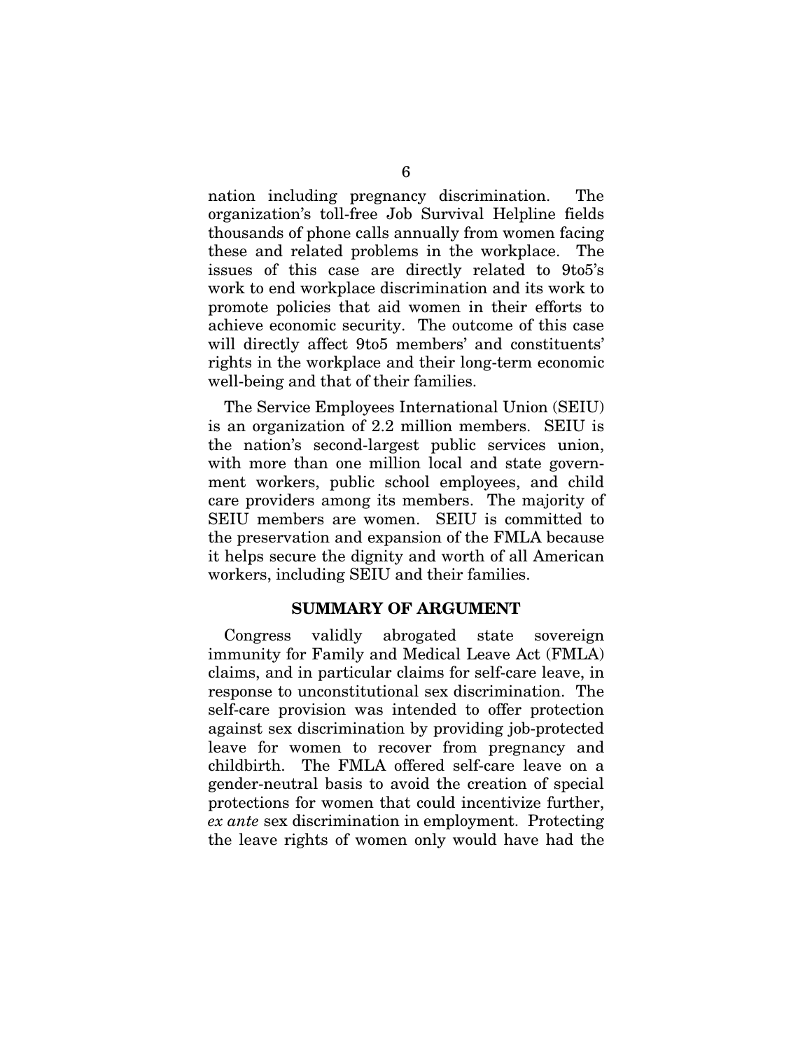nation including pregnancy discrimination. The organization's toll-free Job Survival Helpline fields thousands of phone calls annually from women facing these and related problems in the workplace. The issues of this case are directly related to 9to5's work to end workplace discrimination and its work to promote policies that aid women in their efforts to achieve economic security. The outcome of this case will directly affect 9to5 members' and constituents' rights in the workplace and their long-term economic well-being and that of their families.

The Service Employees International Union (SEIU) is an organization of 2.2 million members. SEIU is the nation's second-largest public services union, with more than one million local and state government workers, public school employees, and child care providers among its members. The majority of SEIU members are women. SEIU is committed to the preservation and expansion of the FMLA because it helps secure the dignity and worth of all American workers, including SEIU and their families.

## SUMMARY OF ARGUMENT

Congress validly abrogated state sovereign immunity for Family and Medical Leave Act (FMLA) claims, and in particular claims for self-care leave, in response to unconstitutional sex discrimination. The self-care provision was intended to offer protection against sex discrimination by providing job-protected leave for women to recover from pregnancy and childbirth. The FMLA offered self-care leave on a gender-neutral basis to avoid the creation of special protections for women that could incentivize further, *ex ante* sex discrimination in employment. Protecting the leave rights of women only would have had the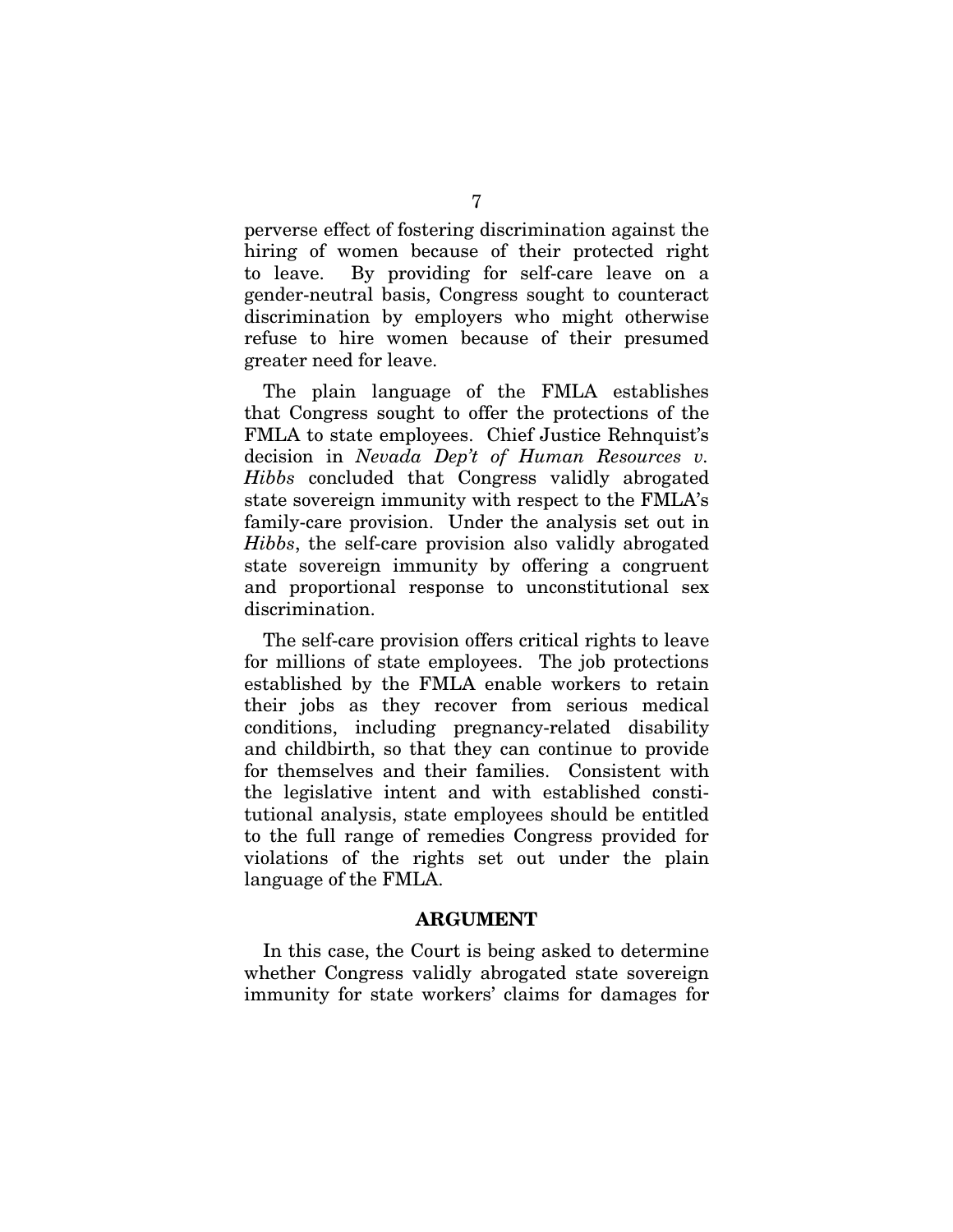perverse effect of fostering discrimination against the hiring of women because of their protected right to leave. By providing for self-care leave on a gender-neutral basis, Congress sought to counteract discrimination by employers who might otherwise refuse to hire women because of their presumed greater need for leave.

The plain language of the FMLA establishes that Congress sought to offer the protections of the FMLA to state employees. Chief Justice Rehnquist's decision in *Nevada Dep't of Human Resources v. Hibbs* concluded that Congress validly abrogated state sovereign immunity with respect to the FMLA's family-care provision. Under the analysis set out in *Hibbs*, the self-care provision also validly abrogated state sovereign immunity by offering a congruent and proportional response to unconstitutional sex discrimination.

The self-care provision offers critical rights to leave for millions of state employees. The job protections established by the FMLA enable workers to retain their jobs as they recover from serious medical conditions, including pregnancy-related disability and childbirth, so that they can continue to provide for themselves and their families. Consistent with the legislative intent and with established constitutional analysis, state employees should be entitled to the full range of remedies Congress provided for violations of the rights set out under the plain language of the FMLA.

## ARGUMENT

In this case, the Court is being asked to determine whether Congress validly abrogated state sovereign immunity for state workers' claims for damages for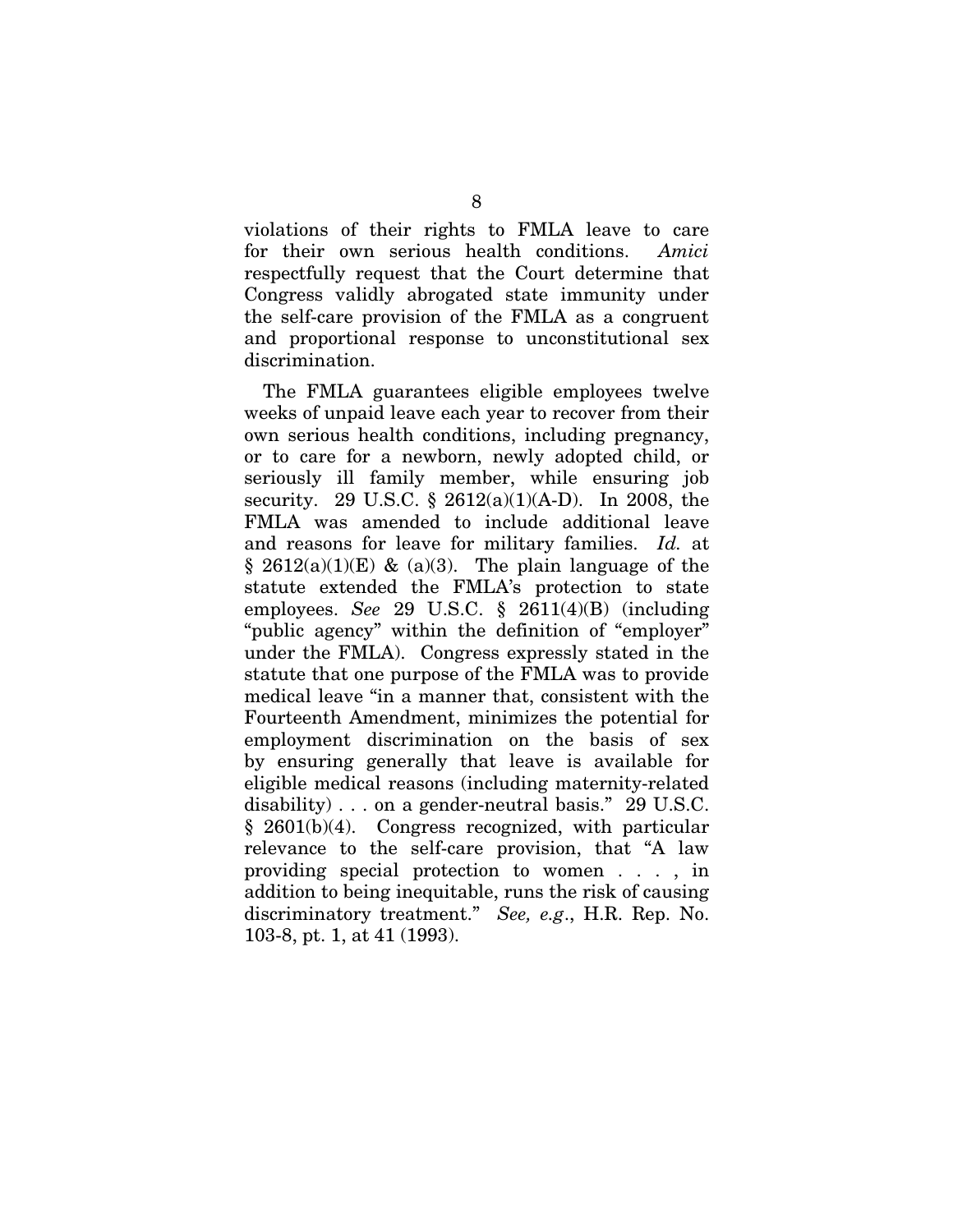violations of their rights to FMLA leave to care for their own serious health conditions. *Amici* respectfully request that the Court determine that Congress validly abrogated state immunity under the self-care provision of the FMLA as a congruent and proportional response to unconstitutional sex discrimination.

The FMLA guarantees eligible employees twelve weeks of unpaid leave each year to recover from their own serious health conditions, including pregnancy, or to care for a newborn, newly adopted child, or seriously ill family member, while ensuring job security. 29 U.S.C. § 2612(a)(1)(A-D). In 2008, the FMLA was amended to include additional leave and reasons for leave for military families. *Id.* at § 2612(a)(1)(E) & (a)(3). The plain language of the statute extended the FMLA's protection to state employees. *See* 29 U.S.C. § 2611(4)(B) (including "public agency" within the definition of "employer" under the FMLA). Congress expressly stated in the statute that one purpose of the FMLA was to provide medical leave "in a manner that, consistent with the Fourteenth Amendment, minimizes the potential for employment discrimination on the basis of sex by ensuring generally that leave is available for eligible medical reasons (including maternity-related disability) . . . on a gender-neutral basis." 29 U.S.C. § 2601(b)(4). Congress recognized, with particular relevance to the self-care provision, that "A law providing special protection to women . . . , in addition to being inequitable, runs the risk of causing discriminatory treatment." *See, e.g.*, H.R. Rep. No. 103-8, pt. 1, at 41 (1993).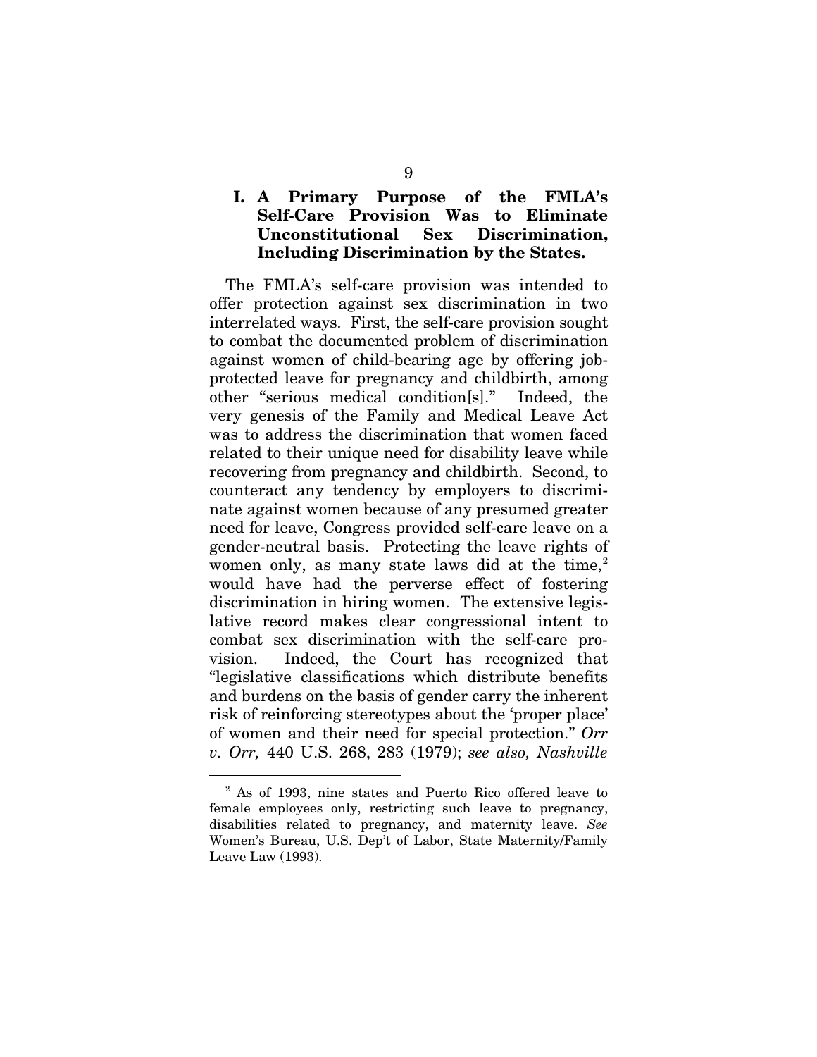### I. A Primary Purpose of the FMLA's Self-Care Provision Was to Eliminate Unconstitutional Sex Discrimination, Including Discrimination by the States.

The FMLA's self-care provision was intended to offer protection against sex discrimination in two interrelated ways. First, the self-care provision sought to combat the documented problem of discrimination against women of child-bearing age by offering job-protected leave for pregnancy and childbirth, among other "serious medical condition[s]." Indeed, the very genesis of the Family and Medical Leave Act was to address the discrimination that women faced related to their unique need for disability leave while recovering from pregnancy and childbirth. Second, to counteract any tendency by employers to discriminate against women because of any presumed greater need for leave, Congress provided self-care leave on a gender-neutral basis. Protecting the leave rights of women only, as many state laws did at the time,[2] would have had the perverse effect of fostering discrimination in hiring women. The extensive legislative record makes clear congressional intent to combat sex discrimination with the self-care provision. Indeed, the Court has recognized that "legislative classifications which distribute benefits and burdens on the basis of gender carry the inherent risk of reinforcing stereotypes about the 'proper place' of women and their need for special protection." *Orr v. Orr,* 440 U.S. 268, 283 (1979); *see also, Nashville*

---

[2] As of 1993, nine states and Puerto Rico offered leave to female employees only, restricting such leave to pregnancy, disabilities related to pregnancy, and maternity leave. *See* Women's Bureau, U.S. Dep't of Labor, State Maternity/Family Leave Law (1993).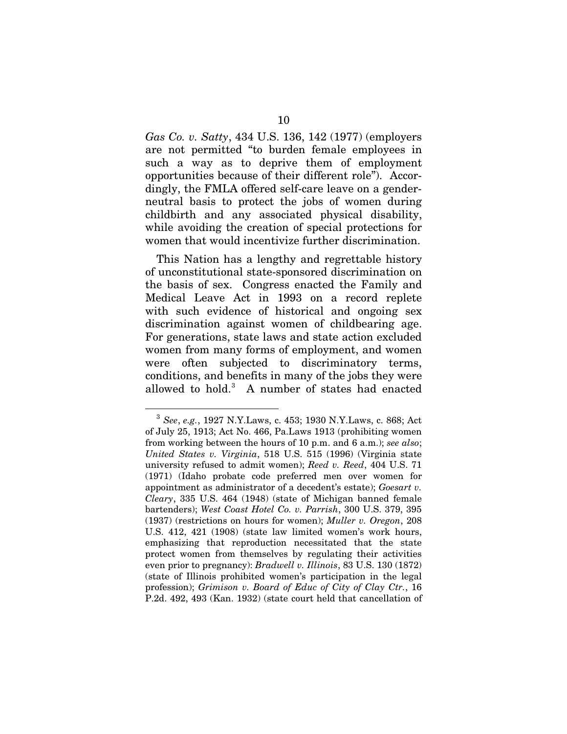*Gas Co. v. Satty*, 434 U.S. 136, 142 (1977) (employers are not permitted "to burden female employees in such a way as to deprive them of employment opportunities because of their different role"). Accordingly, the FMLA offered self-care leave on a gender-neutral basis to protect the jobs of women during childbirth and any associated physical disability, while avoiding the creation of special protections for women that would incentivize further discrimination.

This Nation has a lengthy and regrettable history of unconstitutional state-sponsored discrimination on the basis of sex. Congress enacted the Family and Medical Leave Act in 1993 on a record replete with such evidence of historical and ongoing sex discrimination against women of childbearing age. For generations, state laws and state action excluded women from many forms of employment, and women were often subjected to discriminatory terms, conditions, and benefits in many of the jobs they were allowed to hold.[3] A number of states had enacted

---

[3] *See*, *e.g.*, 1927 N.Y.Laws, c. 453; 1930 N.Y.Laws, c. 868; Act of July 25, 1913; Act No. 466, Pa.Laws 1913 (prohibiting women from working between the hours of 10 p.m. and 6 a.m.); *see also*; *United States v. Virginia*, 518 U.S. 515 (1996) (Virginia state university refused to admit women); *Reed v. Reed*, 404 U.S. 71 (1971) (Idaho probate code preferred men over women for appointment as administrator of a decedent's estate); *Goesart v. Cleary*, 335 U.S. 464 (1948) (state of Michigan banned female bartenders); *West Coast Hotel Co. v. Parrish*, 300 U.S. 379, 395 (1937) (restrictions on hours for women); *Muller v. Oregon*, 208 U.S. 412, 421 (1908) (state law limited women's work hours, emphasizing that reproduction necessitated that the state protect women from themselves by regulating their activities even prior to pregnancy): *Bradwell v. Illinois*, 83 U.S. 130 (1872) (state of Illinois prohibited women's participation in the legal profession); *Grimison v. Board of Educ of City of Clay Ctr.*, 16 P.2d. 492, 493 (Kan. 1932) (state court held that cancellation of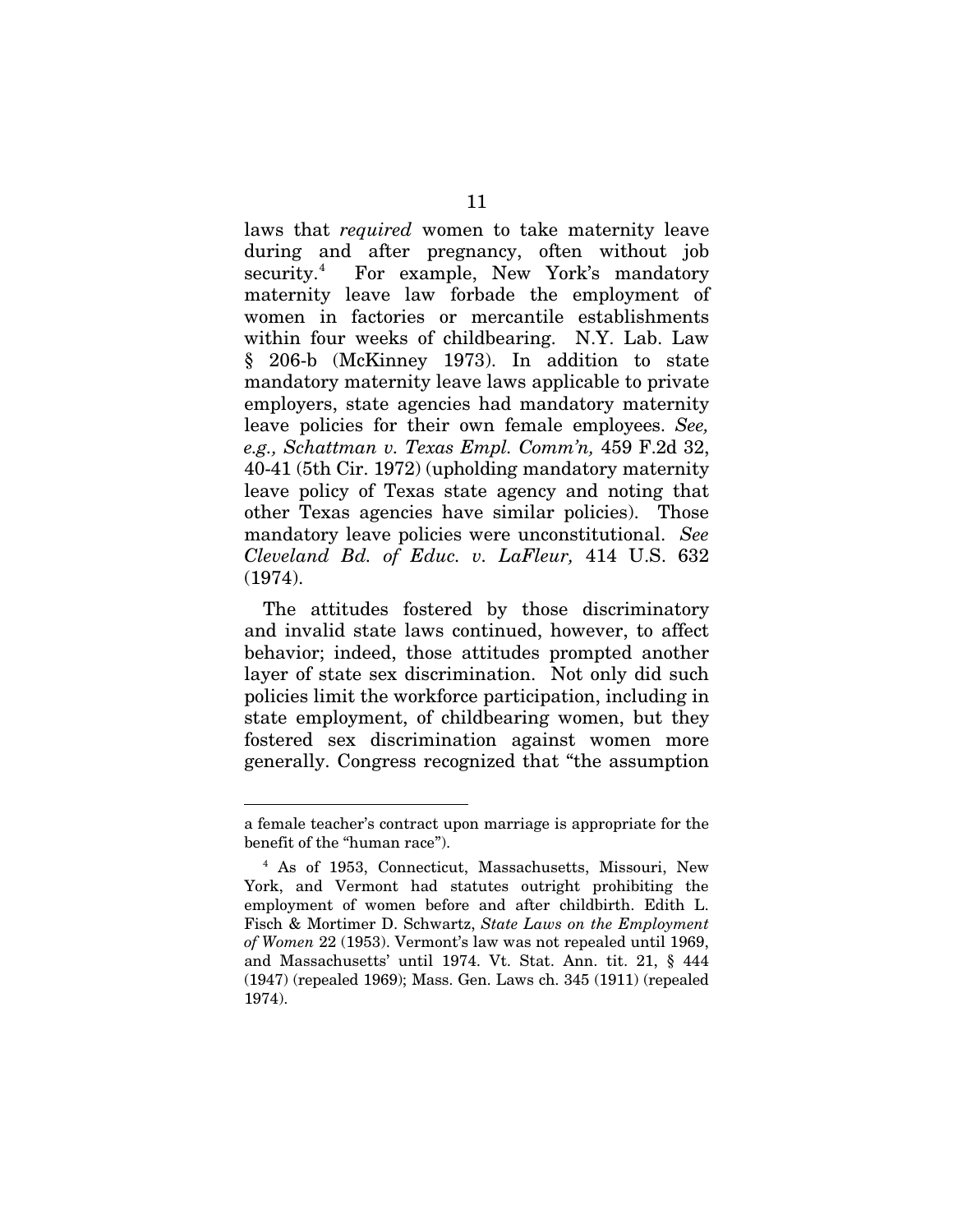laws that *required* women to take maternity leave during and after pregnancy, often without job security.[4] For example, New York's mandatory maternity leave law forbade the employment of women in factories or mercantile establishments within four weeks of childbearing. N.Y. Lab. Law § 206-b (McKinney 1973). In addition to state mandatory maternity leave laws applicable to private employers, state agencies had mandatory maternity leave policies for their own female employees. *See, e.g., Schattman v. Texas Empl. Comm'n,* 459 F.2d 32, 40-41 (5th Cir. 1972) (upholding mandatory maternity leave policy of Texas state agency and noting that other Texas agencies have similar policies). Those mandatory leave policies were unconstitutional. *See Cleveland Bd. of Educ. v. LaFleur,* 414 U.S. 632 (1974).

The attitudes fostered by those discriminatory and invalid state laws continued, however, to affect behavior; indeed, those attitudes prompted another layer of state sex discrimination. Not only did such policies limit the workforce participation, including in state employment, of childbearing women, but they fostered sex discrimination against women more generally. Congress recognized that "the assumption

---

a female teacher's contract upon marriage is appropriate for the benefit of the "human race").

[4] As of 1953, Connecticut, Massachusetts, Missouri, New York, and Vermont had statutes outright prohibiting the employment of women before and after childbirth. Edith L. Fisch & Mortimer D. Schwartz, *State Laws on the Employment of Women* 22 (1953). Vermont's law was not repealed until 1969, and Massachusetts' until 1974. Vt. Stat. Ann. tit. 21, § 444 (1947) (repealed 1969); Mass. Gen. Laws ch. 345 (1911) (repealed 1974).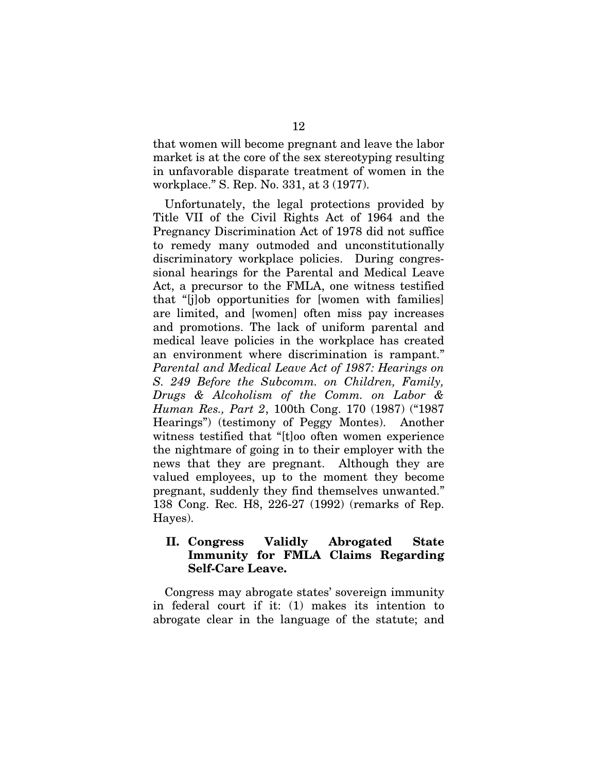that women will become pregnant and leave the labor market is at the core of the sex stereotyping resulting in unfavorable disparate treatment of women in the workplace." S. Rep. No. 331, at 3 (1977).

Unfortunately, the legal protections provided by Title VII of the Civil Rights Act of 1964 and the Pregnancy Discrimination Act of 1978 did not suffice to remedy many outmoded and unconstitutionally discriminatory workplace policies. During congressional hearings for the Parental and Medical Leave Act, a precursor to the FMLA, one witness testified that "[j]ob opportunities for [women with families] are limited, and [women] often miss pay increases and promotions. The lack of uniform parental and medical leave policies in the workplace has created an environment where discrimination is rampant." *Parental and Medical Leave Act of 1987: Hearings on S. 249 Before the Subcomm. on Children, Family, Drugs & Alcoholism of the Comm. on Labor & Human Res., Part 2*, 100th Cong. 170 (1987) ("1987 Hearings") (testimony of Peggy Montes). Another witness testified that "[t]oo often women experience the nightmare of going in to their employer with the news that they are pregnant. Although they are valued employees, up to the moment they become pregnant, suddenly they find themselves unwanted." 138 Cong. Rec. H8, 226-27 (1992) (remarks of Rep. Hayes).

## II. Congress Validly Abrogated State Immunity for FMLA Claims Regarding Self-Care Leave.

Congress may abrogate states' sovereign immunity in federal court if it: (1) makes its intention to abrogate clear in the language of the statute; and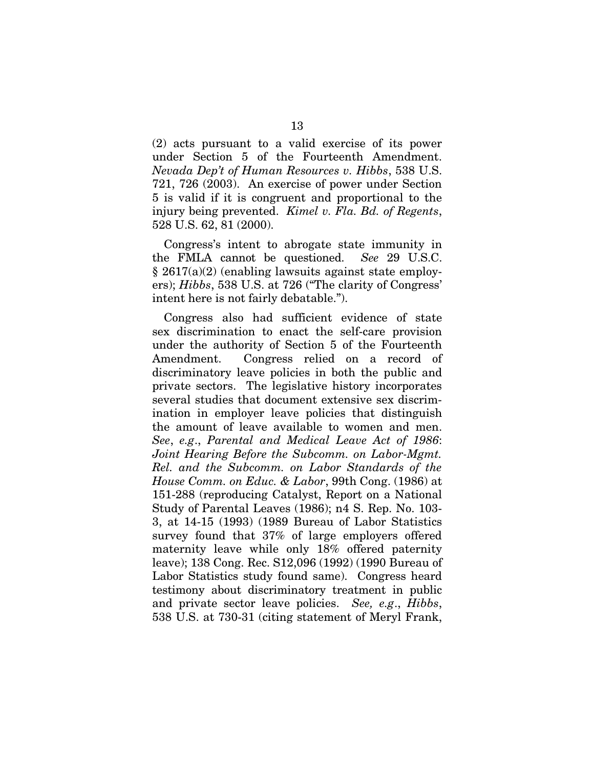(2) acts pursuant to a valid exercise of its power under Section 5 of the Fourteenth Amendment. *Nevada Dep't of Human Resources v. Hibbs*, 538 U.S. 721, 726 (2003). An exercise of power under Section 5 is valid if it is congruent and proportional to the injury being prevented. *Kimel v. Fla. Bd. of Regents*, 528 U.S. 62, 81 (2000).

Congress's intent to abrogate state immunity in the FMLA cannot be questioned. *See* 29 U.S.C. § 2617(a)(2) (enabling lawsuits against state employers); *Hibbs*, 538 U.S. at 726 ("The clarity of Congress' intent here is not fairly debatable.").

Congress also had sufficient evidence of state sex discrimination to enact the self-care provision under the authority of Section 5 of the Fourteenth Amendment. Congress relied on a record of discriminatory leave policies in both the public and private sectors. The legislative history incorporates several studies that document extensive sex discrimination in employer leave policies that distinguish the amount of leave available to women and men. *See*, *e.g*., *Parental and Medical Leave Act of 1986*: *Joint Hearing Before the Subcomm. on Labor-Mgmt. Rel. and the Subcomm. on Labor Standards of the House Comm. on Educ. & Labor*, 99th Cong. (1986) at 151-288 (reproducing Catalyst, Report on a National Study of Parental Leaves (1986); n4 S. Rep. No. 103-3, at 14-15 (1993) (1989 Bureau of Labor Statistics survey found that 37% of large employers offered maternity leave while only 18% offered paternity leave); 138 Cong. Rec. S12,096 (1992) (1990 Bureau of Labor Statistics study found same). Congress heard testimony about discriminatory treatment in public and private sector leave policies. *See, e.g*., *Hibbs*, 538 U.S. at 730-31 (citing statement of Meryl Frank,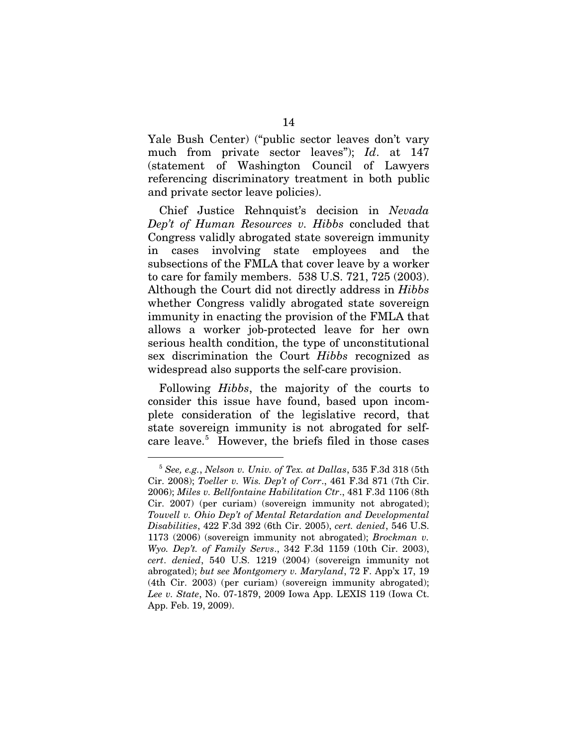Yale Bush Center) ("public sector leaves don't vary much from private sector leaves"); *Id*. at 147 (statement of Washington Council of Lawyers referencing discriminatory treatment in both public and private sector leave policies).

Chief Justice Rehnquist's decision in *Nevada Dep't of Human Resources v. Hibbs* concluded that Congress validly abrogated state sovereign immunity in cases involving state employees and the subsections of the FMLA that cover leave by a worker to care for family members. 538 U.S. 721, 725 (2003). Although the Court did not directly address in *Hibbs* whether Congress validly abrogated state sovereign immunity in enacting the provision of the FMLA that allows a worker job-protected leave for her own serious health condition, the type of unconstitutional sex discrimination the Court *Hibbs* recognized as widespread also supports the self-care provision.

Following *Hibbs*, the majority of the courts to consider this issue have found, based upon incomplete consideration of the legislative record, that state sovereign immunity is not abrogated for self-care leave.[5] However, the briefs filed in those cases

---

[5] *See, e.g.*, *Nelson v. Univ. of Tex. at Dallas*, 535 F.3d 318 (5th Cir. 2008); *Toeller v. Wis. Dep't of Corr*., 461 F.3d 871 (7th Cir. 2006); *Miles v. Bellfontaine Habilitation Ctr*., 481 F.3d 1106 (8th Cir. 2007) (per curiam) (sovereign immunity not abrogated); *Touvell v. Ohio Dep't of Mental Retardation and Developmental Disabilities*, 422 F.3d 392 (6th Cir. 2005), *cert. denied*, 546 U.S. 1173 (2006) (sovereign immunity not abrogated); *Brockman v. Wyo. Dep't. of Family Servs*., 342 F.3d 1159 (10th Cir. 2003), *cert*. *denied*, 540 U.S. 1219 (2004) (sovereign immunity not abrogated); *but see Montgomery v. Maryland*, 72 F. App'x 17, 19 (4th Cir. 2003) (per curiam) (sovereign immunity abrogated); *Lee v. State*, No. 07-1879, 2009 Iowa App. LEXIS 119 (Iowa Ct. App. Feb. 19, 2009).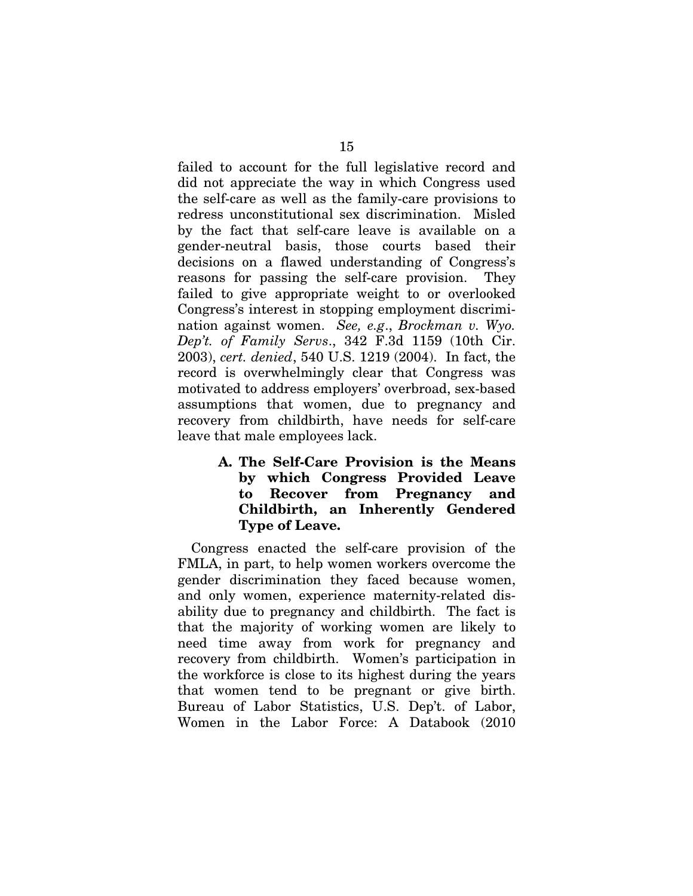failed to account for the full legislative record and did not appreciate the way in which Congress used the self-care as well as the family-care provisions to redress unconstitutional sex discrimination. Misled by the fact that self-care leave is available on a gender-neutral basis, those courts based their decisions on a flawed understanding of Congress's reasons for passing the self-care provision. They failed to give appropriate weight to or overlooked Congress's interest in stopping employment discrimination against women. *See, e.g.*, *Brockman v. Wyo. Dep't. of Family Servs.*, 342 F.3d 1159 (10th Cir. 2003), *cert. denied*, 540 U.S. 1219 (2004). In fact, the record is overwhelmingly clear that Congress was motivated to address employers' overbroad, sex-based assumptions that women, due to pregnancy and recovery from childbirth, have needs for self-care leave that male employees lack.

### A. The Self-Care Provision is the Means by which Congress Provided Leave to Recover from Pregnancy and Childbirth, an Inherently Gendered Type of Leave.

Congress enacted the self-care provision of the FMLA, in part, to help women workers overcome the gender discrimination they faced because women, and only women, experience maternity-related disability due to pregnancy and childbirth. The fact is that the majority of working women are likely to need time away from work for pregnancy and recovery from childbirth. Women's participation in the workforce is close to its highest during the years that women tend to be pregnant or give birth. Bureau of Labor Statistics, U.S. Dep't. of Labor, Women in the Labor Force: A Databook (2010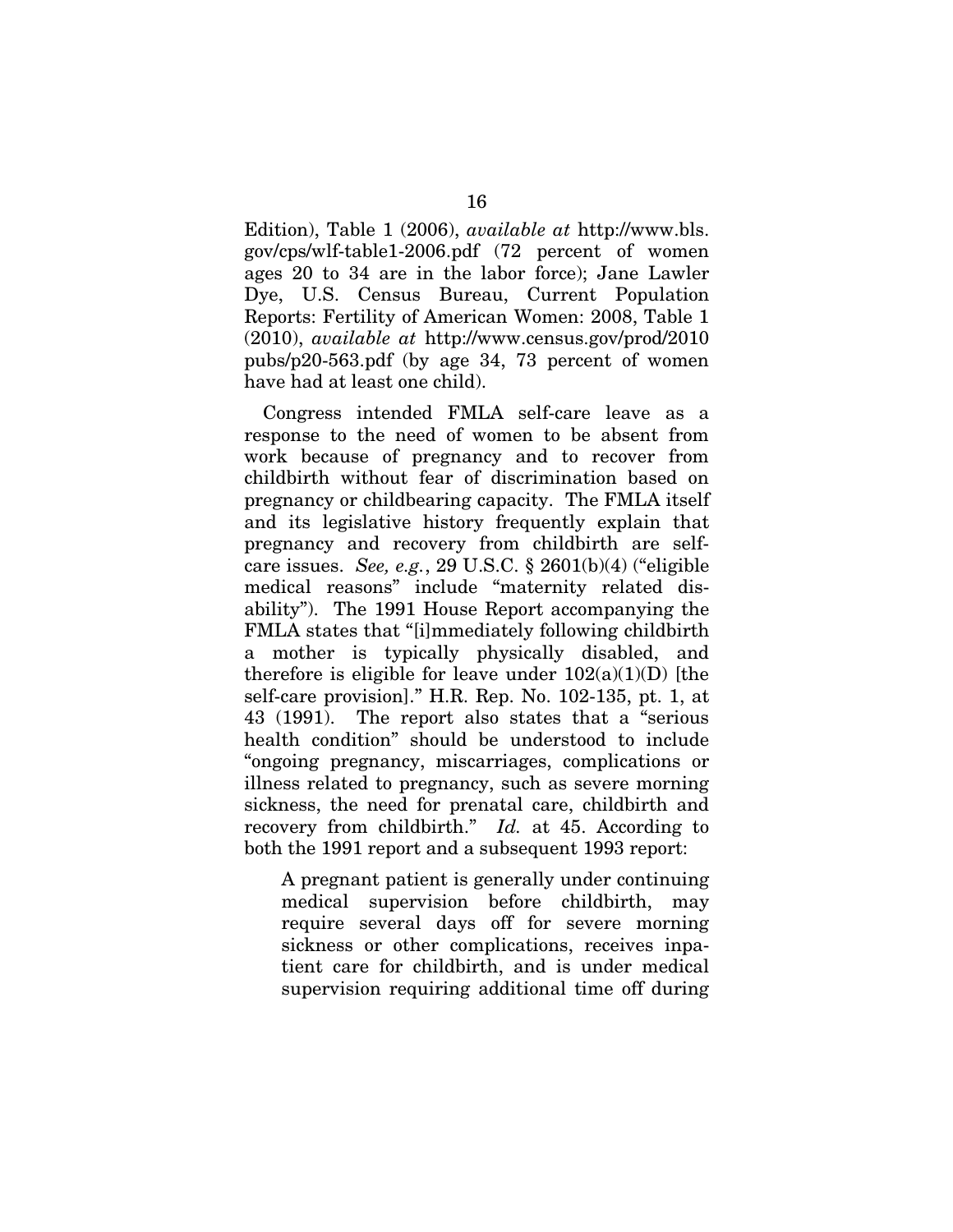Edition), Table 1 (2006), *available at* http://www.bls.gov/cps/wlf-table1-2006.pdf (72 percent of women ages 20 to 34 are in the labor force); Jane Lawler Dye, U.S. Census Bureau, Current Population Reports: Fertility of American Women: 2008, Table 1 (2010), *available at* http://www.census.gov/prod/2010pubs/p20-563.pdf (by age 34, 73 percent of women have had at least one child).

Congress intended FMLA self-care leave as a response to the need of women to be absent from work because of pregnancy and to recover from childbirth without fear of discrimination based on pregnancy or childbearing capacity. The FMLA itself and its legislative history frequently explain that pregnancy and recovery from childbirth are self-care issues. *See, e.g.*, 29 U.S.C. § 2601(b)(4) ("eligible medical reasons" include "maternity related disability"). The 1991 House Report accompanying the FMLA states that "[i]mmediately following childbirth a mother is typically physically disabled, and therefore is eligible for leave under 102(a)(1)(D) [the self-care provision]." H.R. Rep. No. 102-135, pt. 1, at 43 (1991). The report also states that a "serious health condition" should be understood to include "ongoing pregnancy, miscarriages, complications or illness related to pregnancy, such as severe morning sickness, the need for prenatal care, childbirth and recovery from childbirth." *Id.* at 45. According to both the 1991 report and a subsequent 1993 report:

> A pregnant patient is generally under continuing medical supervision before childbirth, may require several days off for severe morning sickness or other complications, receives inpatient care for childbirth, and is under medical supervision requiring additional time off during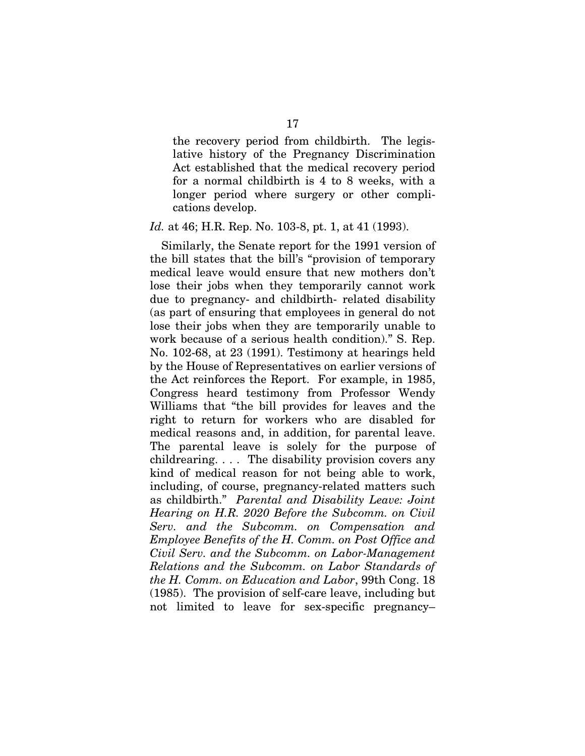> the recovery period from childbirth. The legislative history of the Pregnancy Discrimination Act established that the medical recovery period for a normal childbirth is 4 to 8 weeks, with a longer period where surgery or other complications develop.

*Id.* at 46; H.R. Rep. No. 103-8, pt. 1, at 41 (1993).

Similarly, the Senate report for the 1991 version of the bill states that the bill's "provision of temporary medical leave would ensure that new mothers don't lose their jobs when they temporarily cannot work due to pregnancy- and childbirth- related disability (as part of ensuring that employees in general do not lose their jobs when they are temporarily unable to work because of a serious health condition)." S. Rep. No. 102-68, at 23 (1991). Testimony at hearings held by the House of Representatives on earlier versions of the Act reinforces the Report. For example, in 1985, Congress heard testimony from Professor Wendy Williams that "the bill provides for leaves and the right to return for workers who are disabled for medical reasons and, in addition, for parental leave. The parental leave is solely for the purpose of childrearing. . . . The disability provision covers any kind of medical reason for not being able to work, including, of course, pregnancy-related matters such as childbirth." *Parental and Disability Leave: Joint Hearing on H.R. 2020 Before the Subcomm. on Civil Serv. and the Subcomm. on Compensation and Employee Benefits of the H. Comm. on Post Office and Civil Serv. and the Subcomm. on Labor-Management Relations and the Subcomm. on Labor Standards of the H. Comm. on Education and Labor*, 99th Cong. 18 (1985). The provision of self-care leave, including but not limited to leave for sex-specific pregnancy–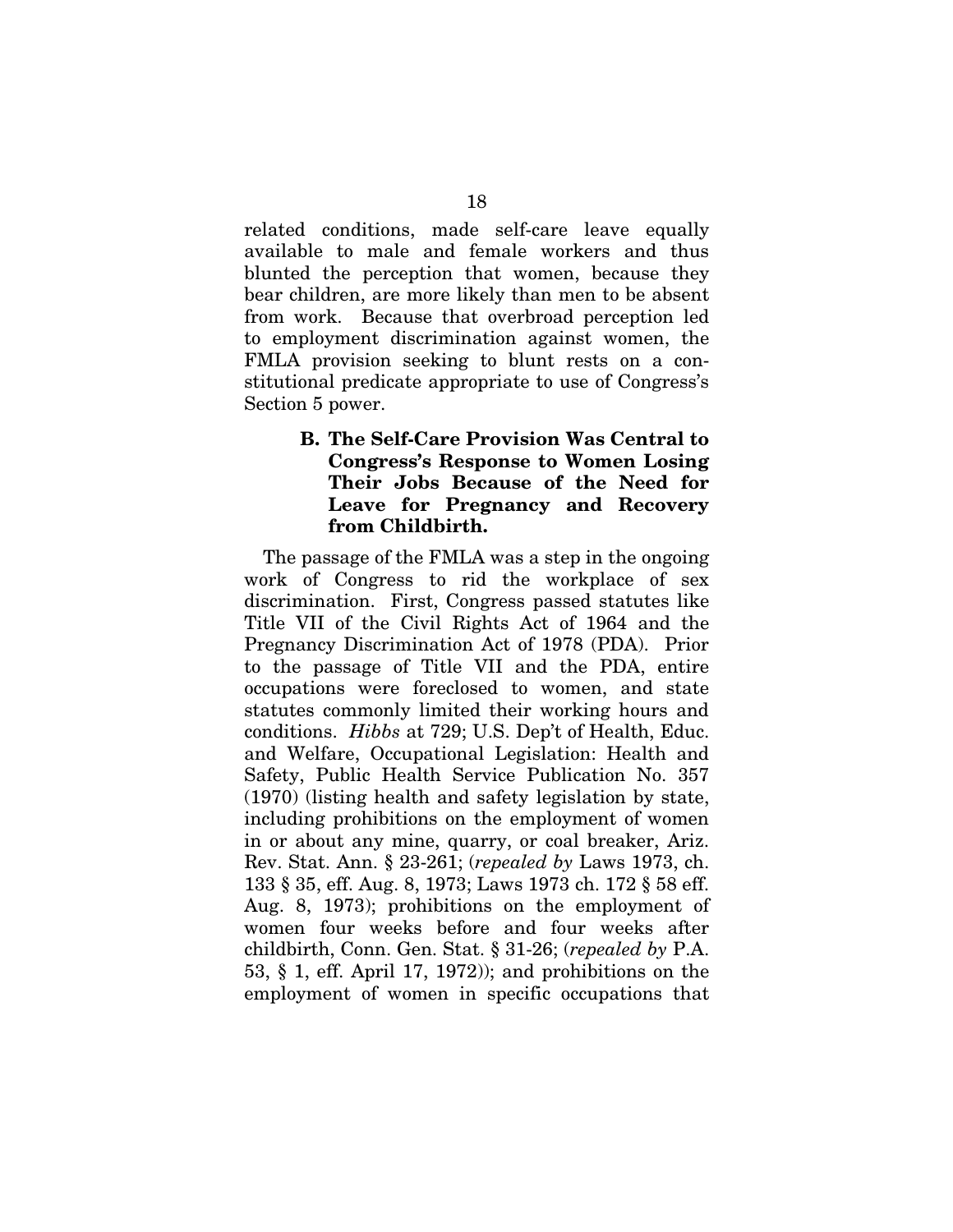related conditions, made self-care leave equally available to male and female workers and thus blunted the perception that women, because they bear children, are more likely than men to be absent from work. Because that overbroad perception led to employment discrimination against women, the FMLA provision seeking to blunt rests on a constitutional predicate appropriate to use of Congress's Section 5 power.

### B. The Self-Care Provision Was Central to Congress's Response to Women Losing Their Jobs Because of the Need for Leave for Pregnancy and Recovery from Childbirth.

The passage of the FMLA was a step in the ongoing work of Congress to rid the workplace of sex discrimination. First, Congress passed statutes like Title VII of the Civil Rights Act of 1964 and the Pregnancy Discrimination Act of 1978 (PDA). Prior to the passage of Title VII and the PDA, entire occupations were foreclosed to women, and state statutes commonly limited their working hours and conditions. *Hibbs* at 729; U.S. Dep't of Health, Educ. and Welfare, Occupational Legislation: Health and Safety, Public Health Service Publication No. 357 (1970) (listing health and safety legislation by state, including prohibitions on the employment of women in or about any mine, quarry, or coal breaker, Ariz. Rev. Stat. Ann. § 23-261; (*repealed by* Laws 1973, ch. 133 § 35, eff. Aug. 8, 1973; Laws 1973 ch. 172 § 58 eff. Aug. 8, 1973); prohibitions on the employment of women four weeks before and four weeks after childbirth, Conn. Gen. Stat. § 31-26; (*repealed by* P.A. 53, § 1, eff. April 17, 1972)); and prohibitions on the employment of women in specific occupations that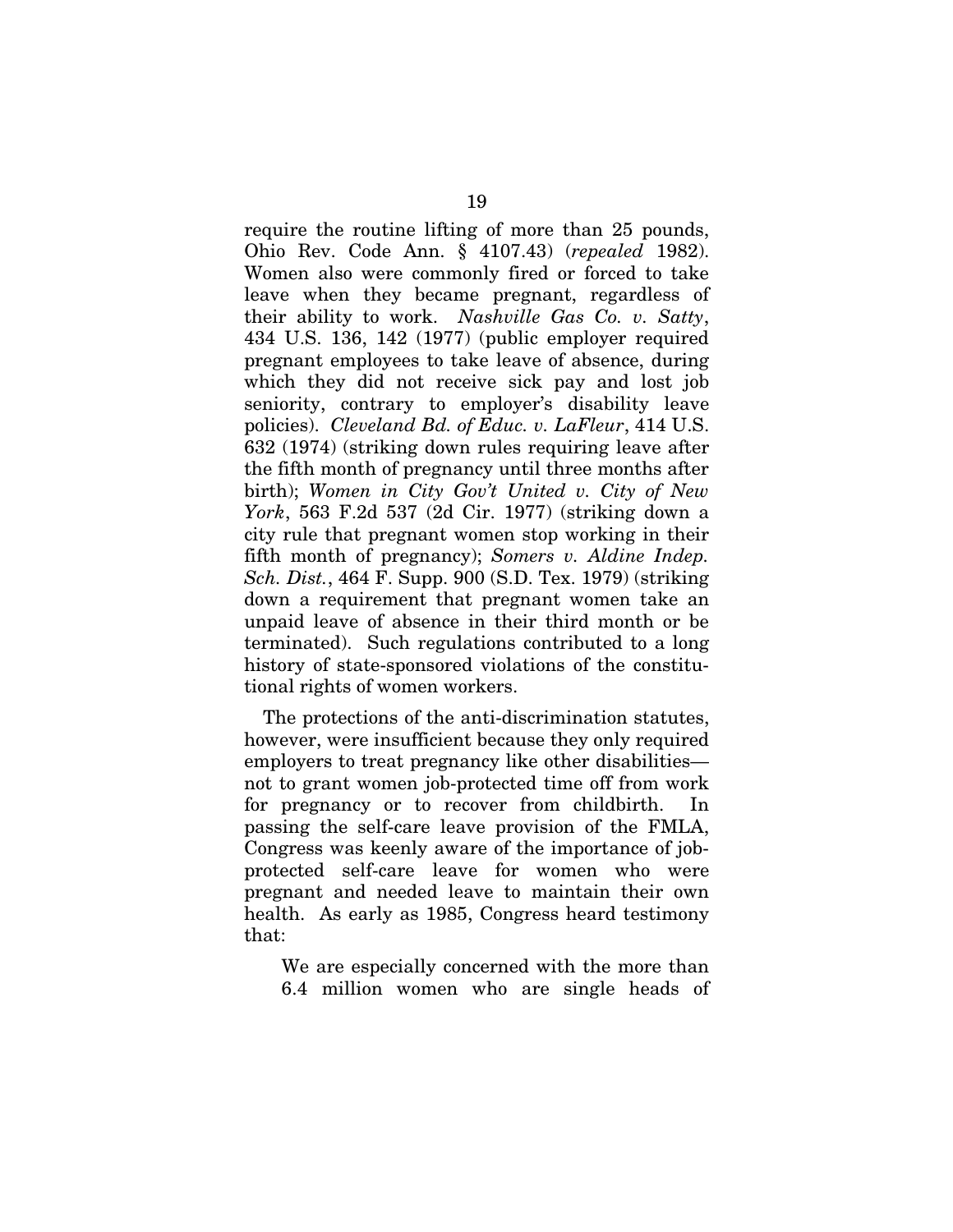require the routine lifting of more than 25 pounds, Ohio Rev. Code Ann. § 4107.43) (*repealed* 1982). Women also were commonly fired or forced to take leave when they became pregnant, regardless of their ability to work. *Nashville Gas Co. v. Satty*, 434 U.S. 136, 142 (1977) (public employer required pregnant employees to take leave of absence, during which they did not receive sick pay and lost job seniority, contrary to employer's disability leave policies). *Cleveland Bd. of Educ. v. LaFleur*, 414 U.S. 632 (1974) (striking down rules requiring leave after the fifth month of pregnancy until three months after birth); *Women in City Gov't United v. City of New York*, 563 F.2d 537 (2d Cir. 1977) (striking down a city rule that pregnant women stop working in their fifth month of pregnancy); *Somers v. Aldine Indep. Sch. Dist.*, 464 F. Supp. 900 (S.D. Tex. 1979) (striking down a requirement that pregnant women take an unpaid leave of absence in their third month or be terminated). Such regulations contributed to a long history of state-sponsored violations of the constitutional rights of women workers.

The protections of the anti-discrimination statutes, however, were insufficient because they only required employers to treat pregnancy like other disabilities—not to grant women job-protected time off from work for pregnancy or to recover from childbirth. In passing the self-care leave provision of the FMLA, Congress was keenly aware of the importance of job-protected self-care leave for women who were pregnant and needed leave to maintain their own health. As early as 1985, Congress heard testimony that:

> We are especially concerned with the more than 6.4 million women who are single heads of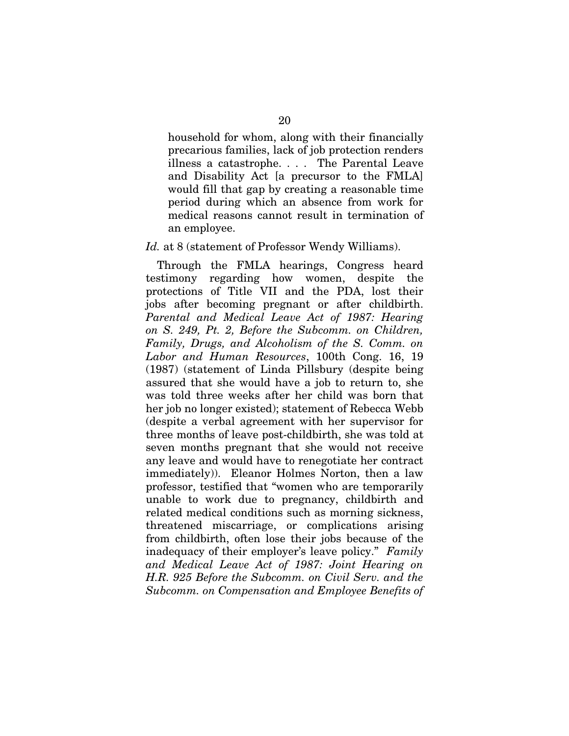> household for whom, along with their financially precarious families, lack of job protection renders illness a catastrophe. . . . The Parental Leave and Disability Act [a precursor to the FMLA] would fill that gap by creating a reasonable time period during which an absence from work for medical reasons cannot result in termination of an employee.

*Id.* at 8 (statement of Professor Wendy Williams).

Through the FMLA hearings, Congress heard testimony regarding how women, despite the protections of Title VII and the PDA, lost their jobs after becoming pregnant or after childbirth. *Parental and Medical Leave Act of 1987: Hearing on S. 249, Pt. 2, Before the Subcomm. on Children, Family, Drugs, and Alcoholism of the S. Comm. on Labor and Human Resources*, 100th Cong. 16, 19 (1987) (statement of Linda Pillsbury (despite being assured that she would have a job to return to, she was told three weeks after her child was born that her job no longer existed); statement of Rebecca Webb (despite a verbal agreement with her supervisor for three months of leave post-childbirth, she was told at seven months pregnant that she would not receive any leave and would have to renegotiate her contract immediately)). Eleanor Holmes Norton, then a law professor, testified that "women who are temporarily unable to work due to pregnancy, childbirth and related medical conditions such as morning sickness, threatened miscarriage, or complications arising from childbirth, often lose their jobs because of the inadequacy of their employer's leave policy." *Family and Medical Leave Act of 1987: Joint Hearing on H.R. 925 Before the Subcomm. on Civil Serv. and the Subcomm. on Compensation and Employee Benefits of*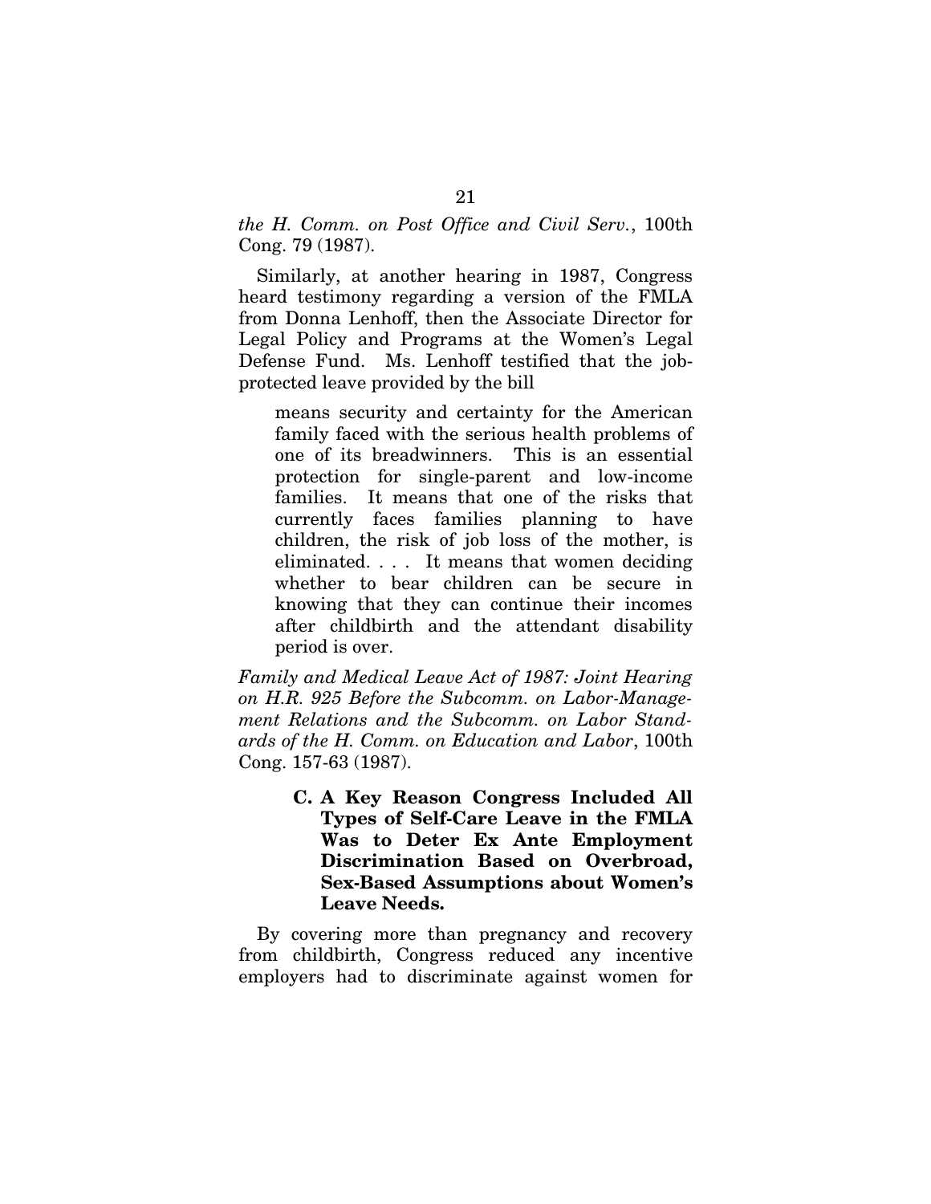*the H. Comm. on Post Office and Civil Serv.*, 100th Cong. 79 (1987).

Similarly, at another hearing in 1987, Congress heard testimony regarding a version of the FMLA from Donna Lenhoff, then the Associate Director for Legal Policy and Programs at the Women's Legal Defense Fund. Ms. Lenhoff testified that the job-protected leave provided by the bill

> means security and certainty for the American family faced with the serious health problems of one of its breadwinners. This is an essential protection for single-parent and low-income families. It means that one of the risks that currently faces families planning to have children, the risk of job loss of the mother, is eliminated. . . . It means that women deciding whether to bear children can be secure in knowing that they can continue their incomes after childbirth and the attendant disability period is over.

*Family and Medical Leave Act of 1987: Joint Hearing on H.R. 925 Before the Subcomm. on Labor-Management Relations and the Subcomm. on Labor Standards of the H. Comm. on Education and Labor*, 100th Cong. 157-63 (1987).

### C. A Key Reason Congress Included All Types of Self-Care Leave in the FMLA Was to Deter Ex Ante Employment Discrimination Based on Overbroad, Sex-Based Assumptions about Women's Leave Needs.

By covering more than pregnancy and recovery from childbirth, Congress reduced any incentive employers had to discriminate against women for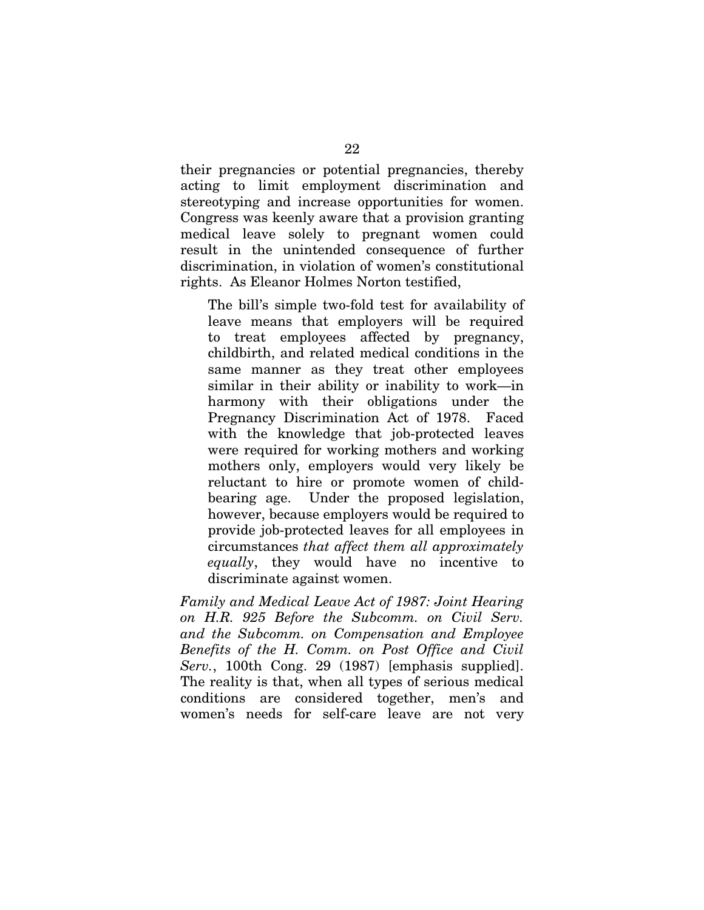their pregnancies or potential pregnancies, thereby acting to limit employment discrimination and stereotyping and increase opportunities for women. Congress was keenly aware that a provision granting medical leave solely to pregnant women could result in the unintended consequence of further discrimination, in violation of women's constitutional rights. As Eleanor Holmes Norton testified,

> The bill's simple two-fold test for availability of leave means that employers will be required to treat employees affected by pregnancy, childbirth, and related medical conditions in the same manner as they treat other employees similar in their ability or inability to work—in harmony with their obligations under the Pregnancy Discrimination Act of 1978. Faced with the knowledge that job-protected leaves were required for working mothers and working mothers only, employers would very likely be reluctant to hire or promote women of child-bearing age. Under the proposed legislation, however, because employers would be required to provide job-protected leaves for all employees in circumstances *that affect them all approximately equally*, they would have no incentive to discriminate against women.

*Family and Medical Leave Act of 1987: Joint Hearing on H.R. 925 Before the Subcomm. on Civil Serv. and the Subcomm. on Compensation and Employee Benefits of the H. Comm. on Post Office and Civil Serv.*, 100th Cong. 29 (1987) [emphasis supplied]. The reality is that, when all types of serious medical conditions are considered together, men's and women's needs for self-care leave are not very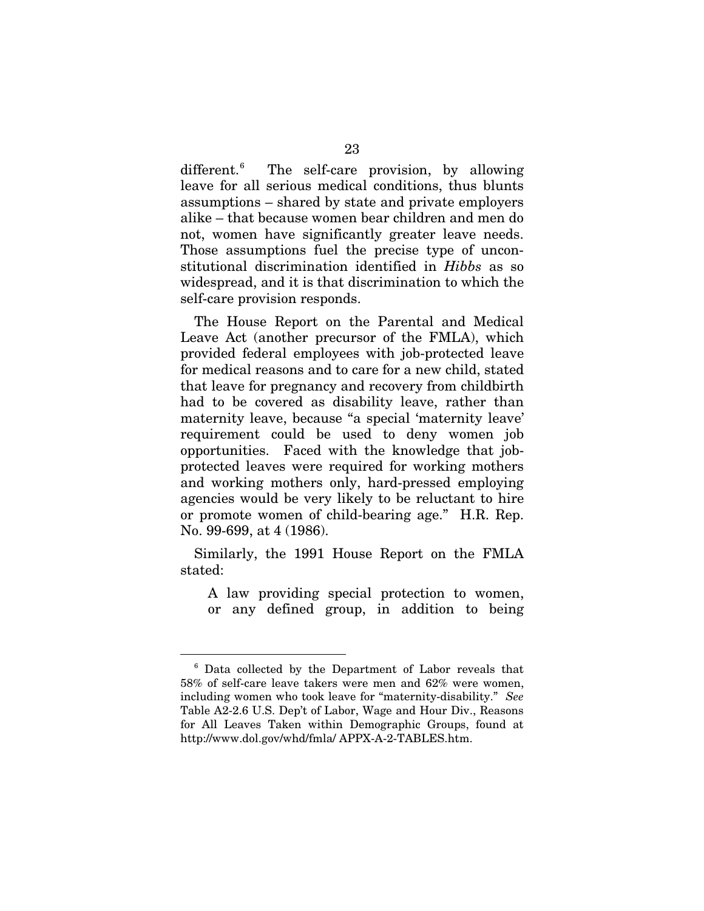different.[6] The self-care provision, by allowing leave for all serious medical conditions, thus blunts assumptions – shared by state and private employers alike – that because women bear children and men do not, women have significantly greater leave needs. Those assumptions fuel the precise type of unconstitutional discrimination identified in *Hibbs* as so widespread, and it is that discrimination to which the self-care provision responds.

The House Report on the Parental and Medical Leave Act (another precursor of the FMLA), which provided federal employees with job-protected leave for medical reasons and to care for a new child, stated that leave for pregnancy and recovery from childbirth had to be covered as disability leave, rather than maternity leave, because "a special 'maternity leave' requirement could be used to deny women job opportunities. Faced with the knowledge that job-protected leaves were required for working mothers and working mothers only, hard-pressed employing agencies would be very likely to be reluctant to hire or promote women of child-bearing age." H.R. Rep. No. 99-699, at 4 (1986).

Similarly, the 1991 House Report on the FMLA stated:

> A law providing special protection to women, or any defined group, in addition to being

---

[6] Data collected by the Department of Labor reveals that 58% of self-care leave takers were men and 62% were women, including women who took leave for "maternity-disability." *See* Table A2-2.6 U.S. Dep't of Labor, Wage and Hour Div., Reasons for All Leaves Taken within Demographic Groups, found at http://www.dol.gov/whd/fmla/ APPX-A-2-TABLES.htm.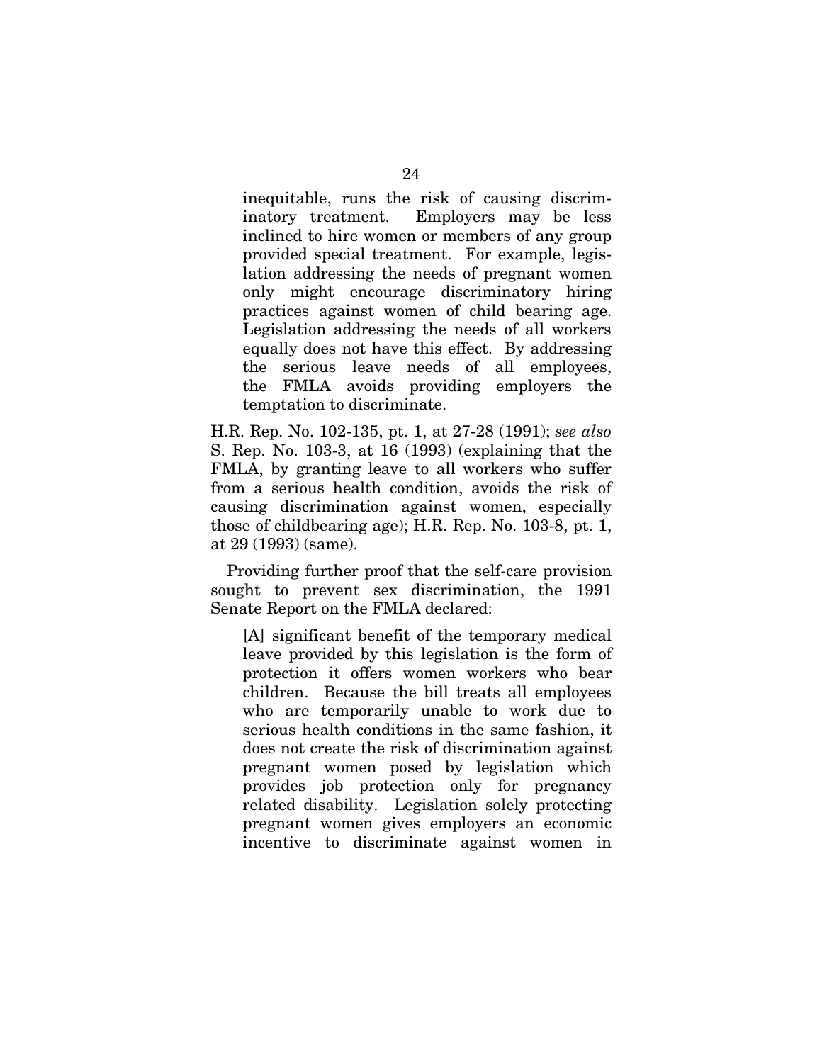> inequitable, runs the risk of causing discriminatory treatment. Employers may be less inclined to hire women or members of any group provided special treatment. For example, legislation addressing the needs of pregnant women only might encourage discriminatory hiring practices against women of child bearing age. Legislation addressing the needs of all workers equally does not have this effect. By addressing the serious leave needs of all employees, the FMLA avoids providing employers the temptation to discriminate.

H.R. Rep. No. 102-135, pt. 1, at 27-28 (1991); *see also* S. Rep. No. 103-3, at 16 (1993) (explaining that the FMLA, by granting leave to all workers who suffer from a serious health condition, avoids the risk of causing discrimination against women, especially those of childbearing age); H.R. Rep. No. 103-8, pt. 1, at 29 (1993) (same).

Providing further proof that the self-care provision sought to prevent sex discrimination, the 1991 Senate Report on the FMLA declared:

> [A] significant benefit of the temporary medical leave provided by this legislation is the form of protection it offers women workers who bear children. Because the bill treats all employees who are temporarily unable to work due to serious health conditions in the same fashion, it does not create the risk of discrimination against pregnant women posed by legislation which provides job protection only for pregnancy related disability. Legislation solely protecting pregnant women gives employers an economic incentive to discriminate against women in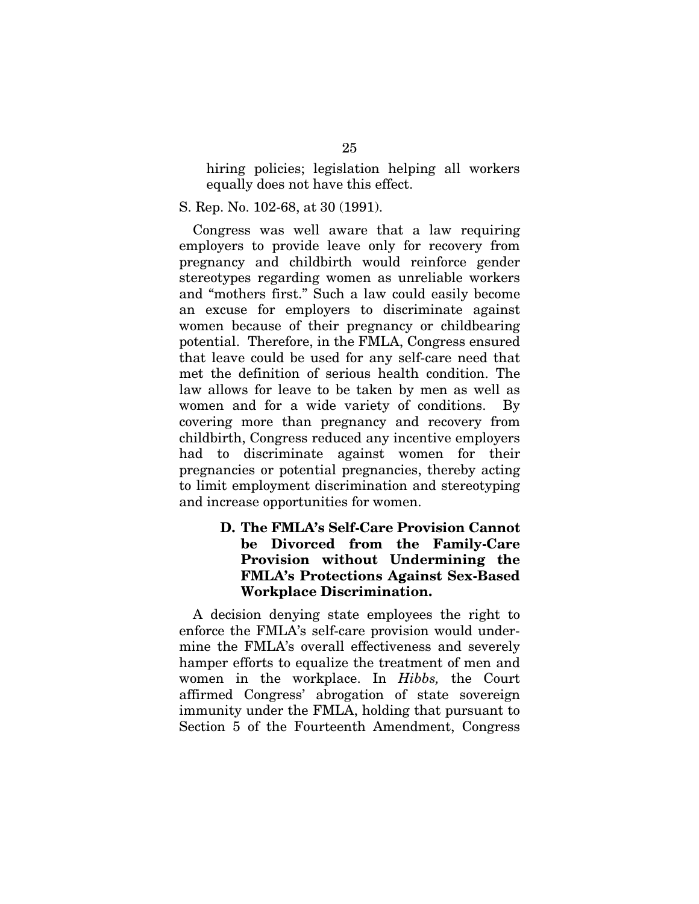> hiring policies; legislation helping all workers equally does not have this effect.

S. Rep. No. 102-68, at 30 (1991).

Congress was well aware that a law requiring employers to provide leave only for recovery from pregnancy and childbirth would reinforce gender stereotypes regarding women as unreliable workers and "mothers first." Such a law could easily become an excuse for employers to discriminate against women because of their pregnancy or childbearing potential. Therefore, in the FMLA, Congress ensured that leave could be used for any self-care need that met the definition of serious health condition. The law allows for leave to be taken by men as well as women and for a wide variety of conditions. By covering more than pregnancy and recovery from childbirth, Congress reduced any incentive employers had to discriminate against women for their pregnancies or potential pregnancies, thereby acting to limit employment discrimination and stereotyping and increase opportunities for women.

### D. The FMLA's Self-Care Provision Cannot be Divorced from the Family-Care Provision without Undermining the FMLA's Protections Against Sex-Based Workplace Discrimination.

A decision denying state employees the right to enforce the FMLA's self-care provision would undermine the FMLA's overall effectiveness and severely hamper efforts to equalize the treatment of men and women in the workplace. In *Hibbs,* the Court affirmed Congress' abrogation of state sovereign immunity under the FMLA, holding that pursuant to Section 5 of the Fourteenth Amendment, Congress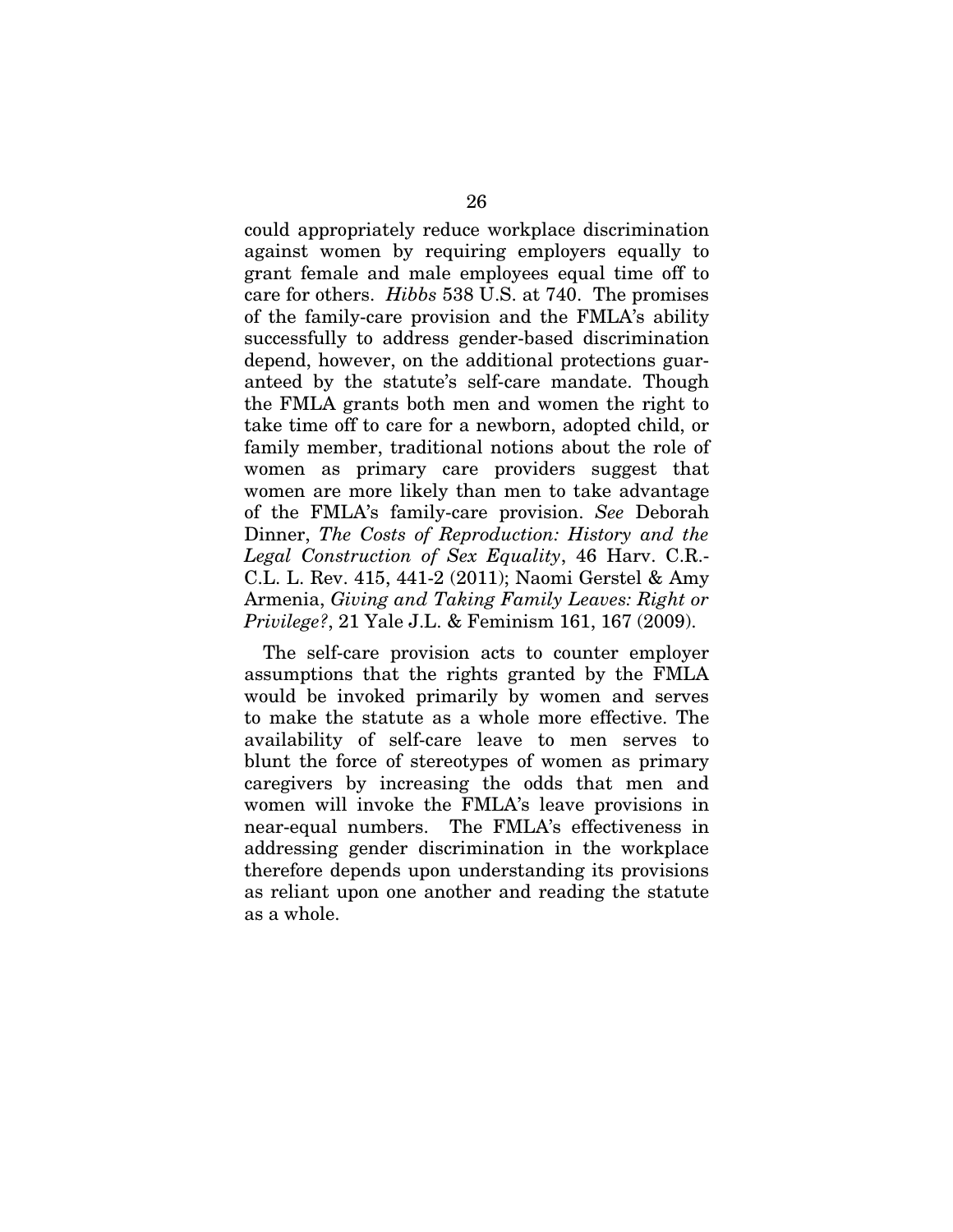could appropriately reduce workplace discrimination against women by requiring employers equally to grant female and male employees equal time off to care for others. *Hibbs* 538 U.S. at 740. The promises of the family-care provision and the FMLA's ability successfully to address gender-based discrimination depend, however, on the additional protections guaranteed by the statute's self-care mandate. Though the FMLA grants both men and women the right to take time off to care for a newborn, adopted child, or family member, traditional notions about the role of women as primary care providers suggest that women are more likely than men to take advantage of the FMLA's family-care provision. *See* Deborah Dinner, *The Costs of Reproduction: History and the Legal Construction of Sex Equality*, 46 Harv. C.R.-C.L. L. Rev. 415, 441-2 (2011); Naomi Gerstel & Amy Armenia, *Giving and Taking Family Leaves: Right or Privilege?*, 21 Yale J.L. & Feminism 161, 167 (2009).

The self-care provision acts to counter employer assumptions that the rights granted by the FMLA would be invoked primarily by women and serves to make the statute as a whole more effective. The availability of self-care leave to men serves to blunt the force of stereotypes of women as primary caregivers by increasing the odds that men and women will invoke the FMLA's leave provisions in near-equal numbers. The FMLA's effectiveness in addressing gender discrimination in the workplace therefore depends upon understanding its provisions as reliant upon one another and reading the statute as a whole.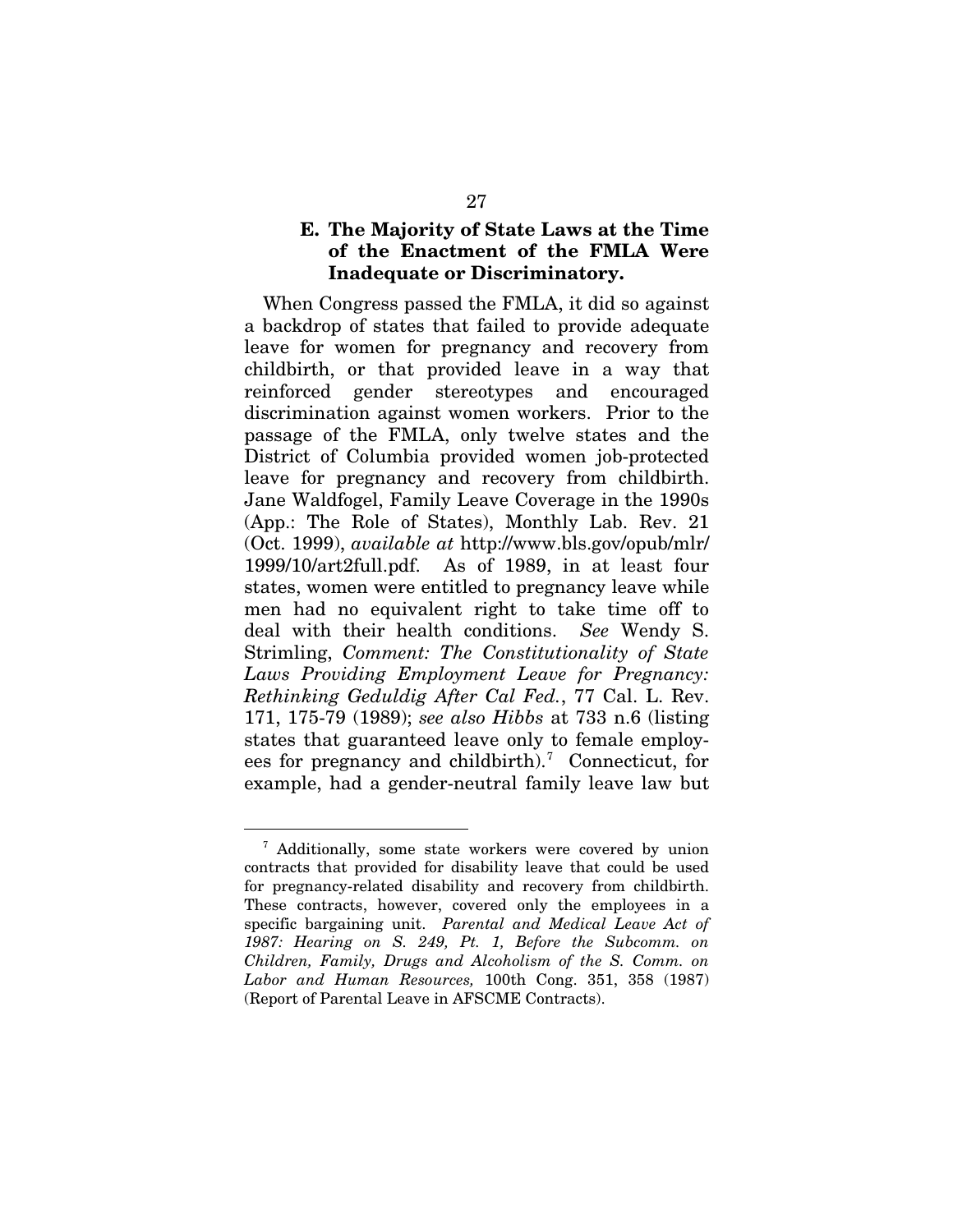### E. The Majority of State Laws at the Time of the Enactment of the FMLA Were Inadequate or Discriminatory.

When Congress passed the FMLA, it did so against a backdrop of states that failed to provide adequate leave for women for pregnancy and recovery from childbirth, or that provided leave in a way that reinforced gender stereotypes and encouraged discrimination against women workers. Prior to the passage of the FMLA, only twelve states and the District of Columbia provided women job-protected leave for pregnancy and recovery from childbirth. Jane Waldfogel, Family Leave Coverage in the 1990s (App.: The Role of States), Monthly Lab. Rev. 21 (Oct. 1999), *available at* http://www.bls.gov/opub/mlr/1999/10/art2full.pdf. As of 1989, in at least four states, women were entitled to pregnancy leave while men had no equivalent right to take time off to deal with their health conditions. *See* Wendy S. Strimling, *Comment: The Constitutionality of State Laws Providing Employment Leave for Pregnancy: Rethinking Geduldig After Cal Fed.*, 77 Cal. L. Rev. 171, 175-79 (1989); *see also Hibbs* at 733 n.6 (listing states that guaranteed leave only to female employees for pregnancy and childbirth).[7] Connecticut, for example, had a gender-neutral family leave law but

[7] Additionally, some state workers were covered by union contracts that provided for disability leave that could be used for pregnancy-related disability and recovery from childbirth. These contracts, however, covered only the employees in a specific bargaining unit. *Parental and Medical Leave Act of 1987: Hearing on S. 249, Pt. 1, Before the Subcomm. on Children, Family, Drugs and Alcoholism of the S. Comm. on Labor and Human Resources,* 100th Cong. 351, 358 (1987) (Report of Parental Leave in AFSCME Contracts).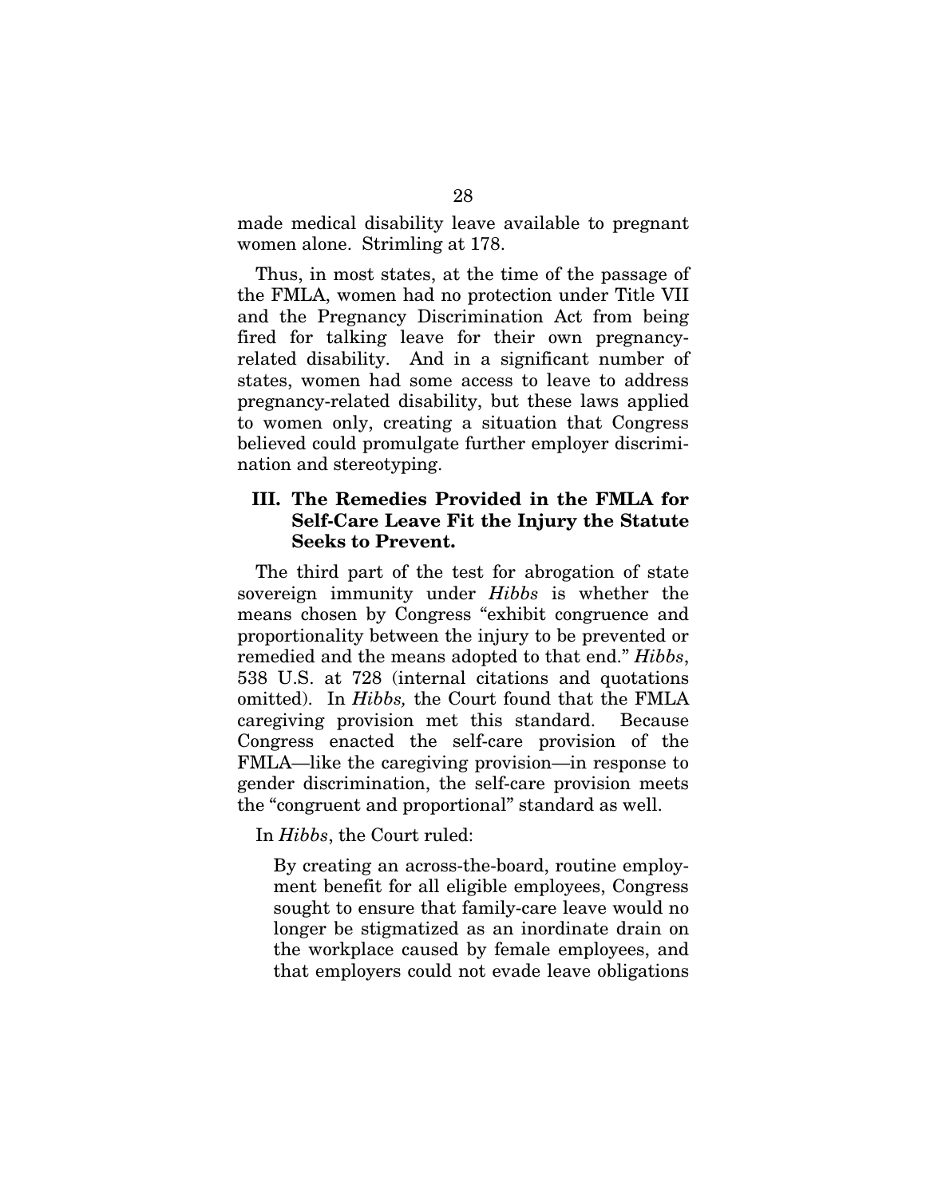made medical disability leave available to pregnant women alone. Strimling at 178.

Thus, in most states, at the time of the passage of the FMLA, women had no protection under Title VII and the Pregnancy Discrimination Act from being fired for talking leave for their own pregnancy-related disability. And in a significant number of states, women had some access to leave to address pregnancy-related disability, but these laws applied to women only, creating a situation that Congress believed could promulgate further employer discrimination and stereotyping.

### III. The Remedies Provided in the FMLA for Self-Care Leave Fit the Injury the Statute Seeks to Prevent.

The third part of the test for abrogation of state sovereign immunity under *Hibbs* is whether the means chosen by Congress "exhibit congruence and proportionality between the injury to be prevented or remedied and the means adopted to that end." *Hibbs*, 538 U.S. at 728 (internal citations and quotations omitted). In *Hibbs,* the Court found that the FMLA caregiving provision met this standard. Because Congress enacted the self-care provision of the FMLA—like the caregiving provision—in response to gender discrimination, the self-care provision meets the "congruent and proportional" standard as well.

In *Hibbs*, the Court ruled:

> By creating an across-the-board, routine employment benefit for all eligible employees, Congress sought to ensure that family-care leave would no longer be stigmatized as an inordinate drain on the workplace caused by female employees, and that employers could not evade leave obligations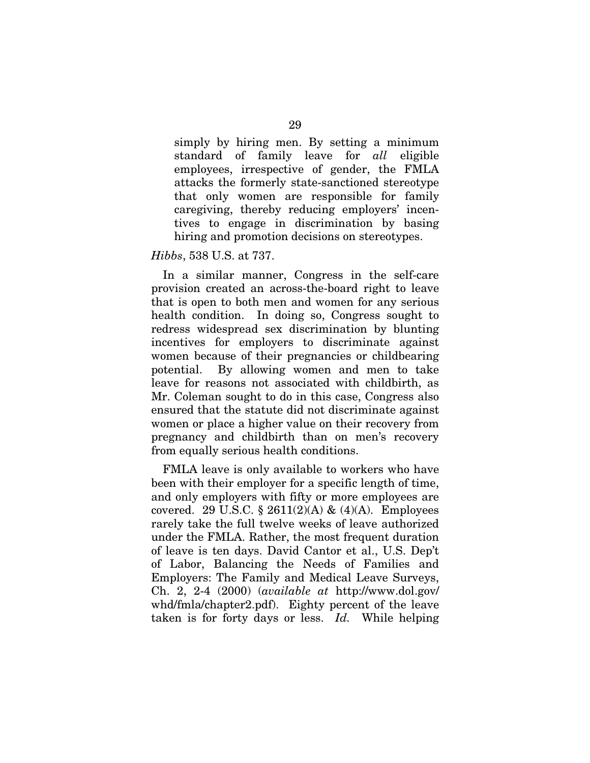> simply by hiring men. By setting a minimum standard of family leave for *all* eligible employees, irrespective of gender, the FMLA attacks the formerly state-sanctioned stereotype that only women are responsible for family caregiving, thereby reducing employers' incentives to engage in discrimination by basing hiring and promotion decisions on stereotypes.

*Hibbs*, 538 U.S. at 737.

In a similar manner, Congress in the self-care provision created an across-the-board right to leave that is open to both men and women for any serious health condition. In doing so, Congress sought to redress widespread sex discrimination by blunting incentives for employers to discriminate against women because of their pregnancies or childbearing potential. By allowing women and men to take leave for reasons not associated with childbirth, as Mr. Coleman sought to do in this case, Congress also ensured that the statute did not discriminate against women or place a higher value on their recovery from pregnancy and childbirth than on men's recovery from equally serious health conditions.

FMLA leave is only available to workers who have been with their employer for a specific length of time, and only employers with fifty or more employees are covered. 29 U.S.C. § 2611(2)(A) & (4)(A). Employees rarely take the full twelve weeks of leave authorized under the FMLA. Rather, the most frequent duration of leave is ten days. David Cantor et al., U.S. Dep't of Labor, Balancing the Needs of Families and Employers: The Family and Medical Leave Surveys, Ch. 2, 2-4 (2000) (*available at* http://www.dol.gov/whd/fmla/chapter2.pdf). Eighty percent of the leave taken is for forty days or less. *Id.* While helping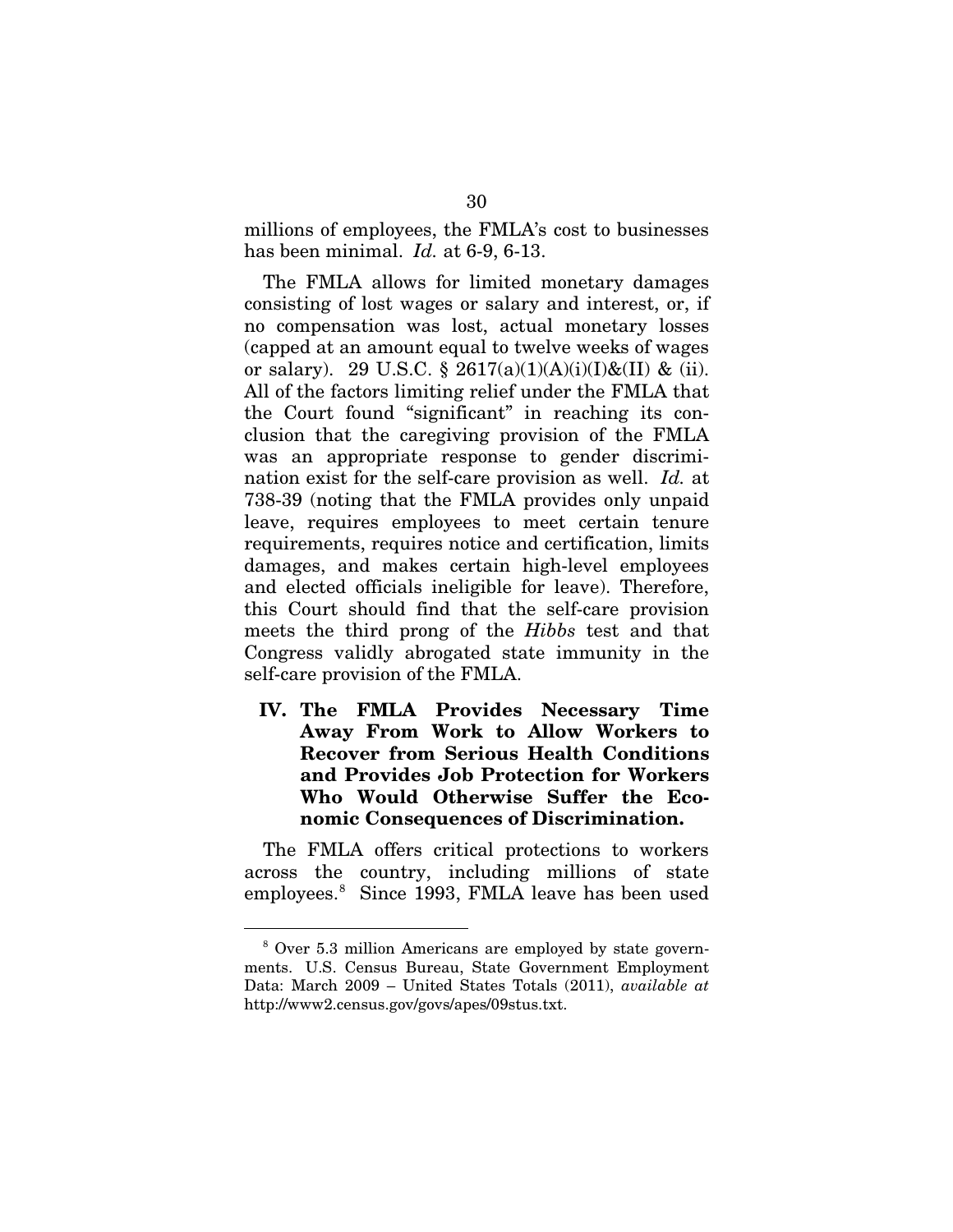millions of employees, the FMLA's cost to businesses has been minimal. *Id.* at 6-9, 6-13.

The FMLA allows for limited monetary damages consisting of lost wages or salary and interest, or, if no compensation was lost, actual monetary losses (capped at an amount equal to twelve weeks of wages or salary). 29 U.S.C. § 2617(a)(1)(A)(i)(I)&(II) & (ii). All of the factors limiting relief under the FMLA that the Court found "significant" in reaching its conclusion that the caregiving provision of the FMLA was an appropriate response to gender discrimination exist for the self-care provision as well. *Id.* at 738-39 (noting that the FMLA provides only unpaid leave, requires employees to meet certain tenure requirements, requires notice and certification, limits damages, and makes certain high-level employees and elected officials ineligible for leave). Therefore, this Court should find that the self-care provision meets the third prong of the *Hibbs* test and that Congress validly abrogated state immunity in the self-care provision of the FMLA.

## IV. The FMLA Provides Necessary Time Away From Work to Allow Workers to Recover from Serious Health Conditions and Provides Job Protection for Workers Who Would Otherwise Suffer the Economic Consequences of Discrimination.

The FMLA offers critical protections to workers across the country, including millions of state employees.[8] Since 1993, FMLA leave has been used

---

[8] Over 5.3 million Americans are employed by state governments. U.S. Census Bureau, State Government Employment Data: March 2009 – United States Totals (2011), *available at* http://www2.census.gov/govs/apes/09stus.txt.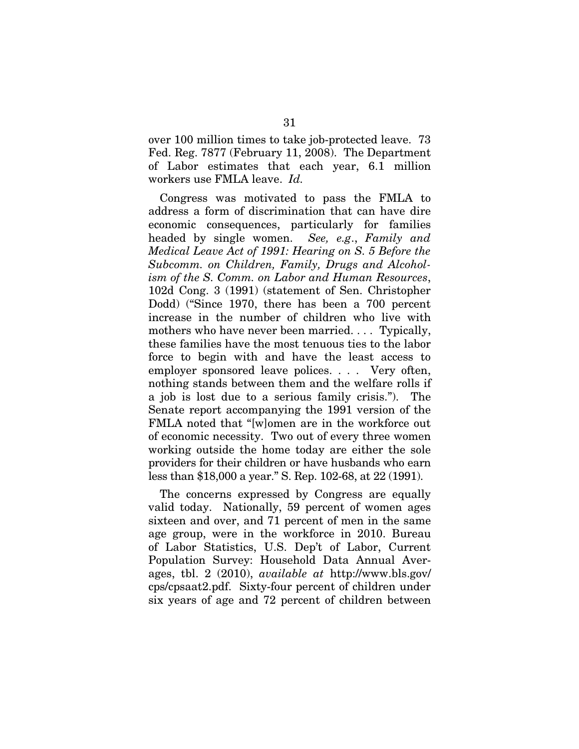over 100 million times to take job-protected leave. 73 Fed. Reg. 7877 (February 11, 2008). The Department of Labor estimates that each year, 6.1 million workers use FMLA leave. *Id.*

Congress was motivated to pass the FMLA to address a form of discrimination that can have dire economic consequences, particularly for families headed by single women. *See, e.g.*, *Family and Medical Leave Act of 1991: Hearing on S. 5 Before the Subcomm. on Children, Family, Drugs and Alcoholism of the S. Comm. on Labor and Human Resources*, 102d Cong. 3 (1991) (statement of Sen. Christopher Dodd) ("Since 1970, there has been a 700 percent increase in the number of children who live with mothers who have never been married. . . . Typically, these families have the most tenuous ties to the labor force to begin with and have the least access to employer sponsored leave polices. . . . Very often, nothing stands between them and the welfare rolls if a job is lost due to a serious family crisis."). The Senate report accompanying the 1991 version of the FMLA noted that "[w]omen are in the workforce out of economic necessity. Two out of every three women working outside the home today are either the sole providers for their children or have husbands who earn less than $18,000 a year." S. Rep. 102-68, at 22 (1991).

The concerns expressed by Congress are equally valid today. Nationally, 59 percent of women ages sixteen and over, and 71 percent of men in the same age group, were in the workforce in 2010. Bureau of Labor Statistics, U.S. Dep't of Labor, Current Population Survey: Household Data Annual Averages, tbl. 2 (2010), *available at* http://www.bls.gov/cps/cpsaat2.pdf. Sixty-four percent of children under six years of age and 72 percent of children between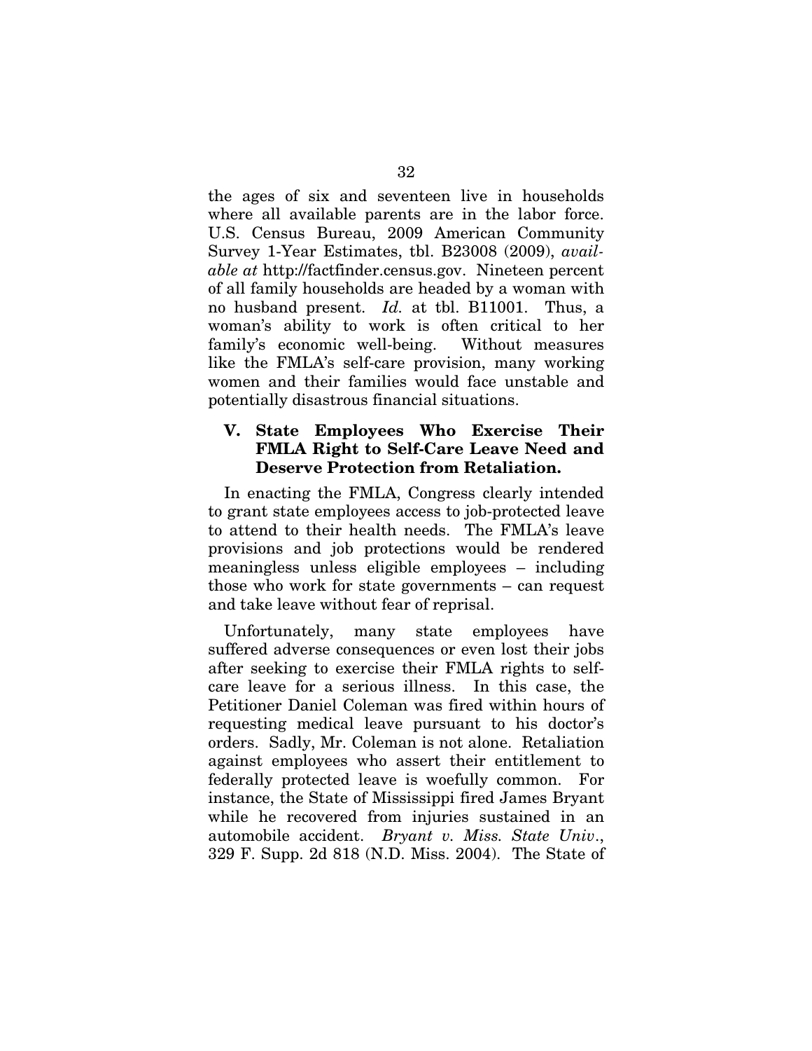the ages of six and seventeen live in households where all available parents are in the labor force. U.S. Census Bureau, 2009 American Community Survey 1-Year Estimates, tbl. B23008 (2009), *available at* http://factfinder.census.gov. Nineteen percent of all family households are headed by a woman with no husband present. *Id.* at tbl. B11001. Thus, a woman's ability to work is often critical to her family's economic well-being. Without measures like the FMLA's self-care provision, many working women and their families would face unstable and potentially disastrous financial situations.

## V. State Employees Who Exercise Their FMLA Right to Self-Care Leave Need and Deserve Protection from Retaliation.

In enacting the FMLA, Congress clearly intended to grant state employees access to job-protected leave to attend to their health needs. The FMLA's leave provisions and job protections would be rendered meaningless unless eligible employees – including those who work for state governments – can request and take leave without fear of reprisal.

Unfortunately, many state employees have suffered adverse consequences or even lost their jobs after seeking to exercise their FMLA rights to self-care leave for a serious illness. In this case, the Petitioner Daniel Coleman was fired within hours of requesting medical leave pursuant to his doctor's orders. Sadly, Mr. Coleman is not alone. Retaliation against employees who assert their entitlement to federally protected leave is woefully common. For instance, the State of Mississippi fired James Bryant while he recovered from injuries sustained in an automobile accident. *Bryant v. Miss. State Univ*., 329 F. Supp. 2d 818 (N.D. Miss. 2004). The State of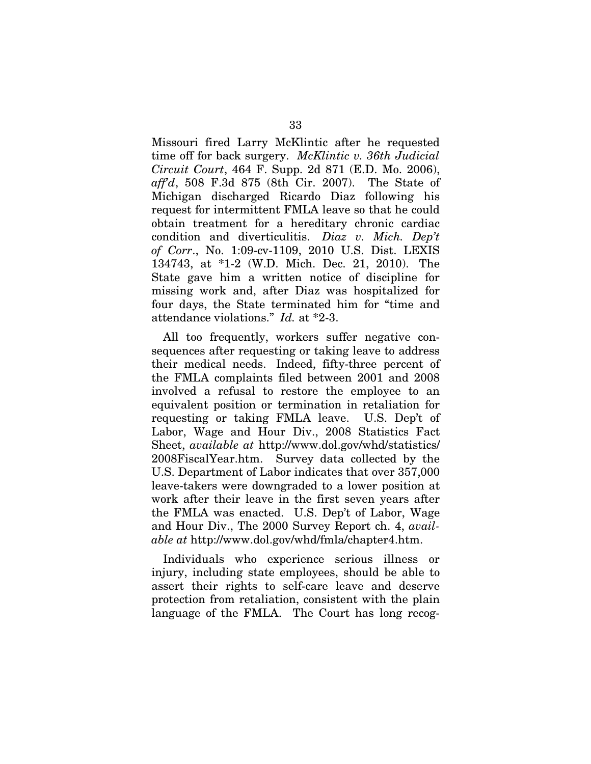Missouri fired Larry McKlintic after he requested time off for back surgery. *McKlintic v. 36th Judicial Circuit Court*, 464 F. Supp. 2d 871 (E.D. Mo. 2006), *aff'd*, 508 F.3d 875 (8th Cir. 2007). The State of Michigan discharged Ricardo Diaz following his request for intermittent FMLA leave so that he could obtain treatment for a hereditary chronic cardiac condition and diverticulitis. *Diaz v. Mich. Dep't of Corr*., No. 1:09-cv-1109, 2010 U.S. Dist. LEXIS 134743, at *1-2 (W.D. Mich. Dec. 21, 2010). The State gave him a written notice of discipline for missing work and, after Diaz was hospitalized for four days, the State terminated him for "time and attendance violations." *Id.* at *2-3.

All too frequently, workers suffer negative consequences after requesting or taking leave to address their medical needs. Indeed, fifty-three percent of the FMLA complaints filed between 2001 and 2008 involved a refusal to restore the employee to an equivalent position or termination in retaliation for requesting or taking FMLA leave. U.S. Dep't of Labor, Wage and Hour Div., 2008 Statistics Fact Sheet, *available at* http://www.dol.gov/whd/statistics/2008FiscalYear.htm. Survey data collected by the U.S. Department of Labor indicates that over 357,000 leave-takers were downgraded to a lower position at work after their leave in the first seven years after the FMLA was enacted. U.S. Dep't of Labor, Wage and Hour Div., The 2000 Survey Report ch. 4, *available at* http://www.dol.gov/whd/fmla/chapter4.htm.

Individuals who experience serious illness or injury, including state employees, should be able to assert their rights to self-care leave and deserve protection from retaliation, consistent with the plain language of the FMLA. The Court has long recog-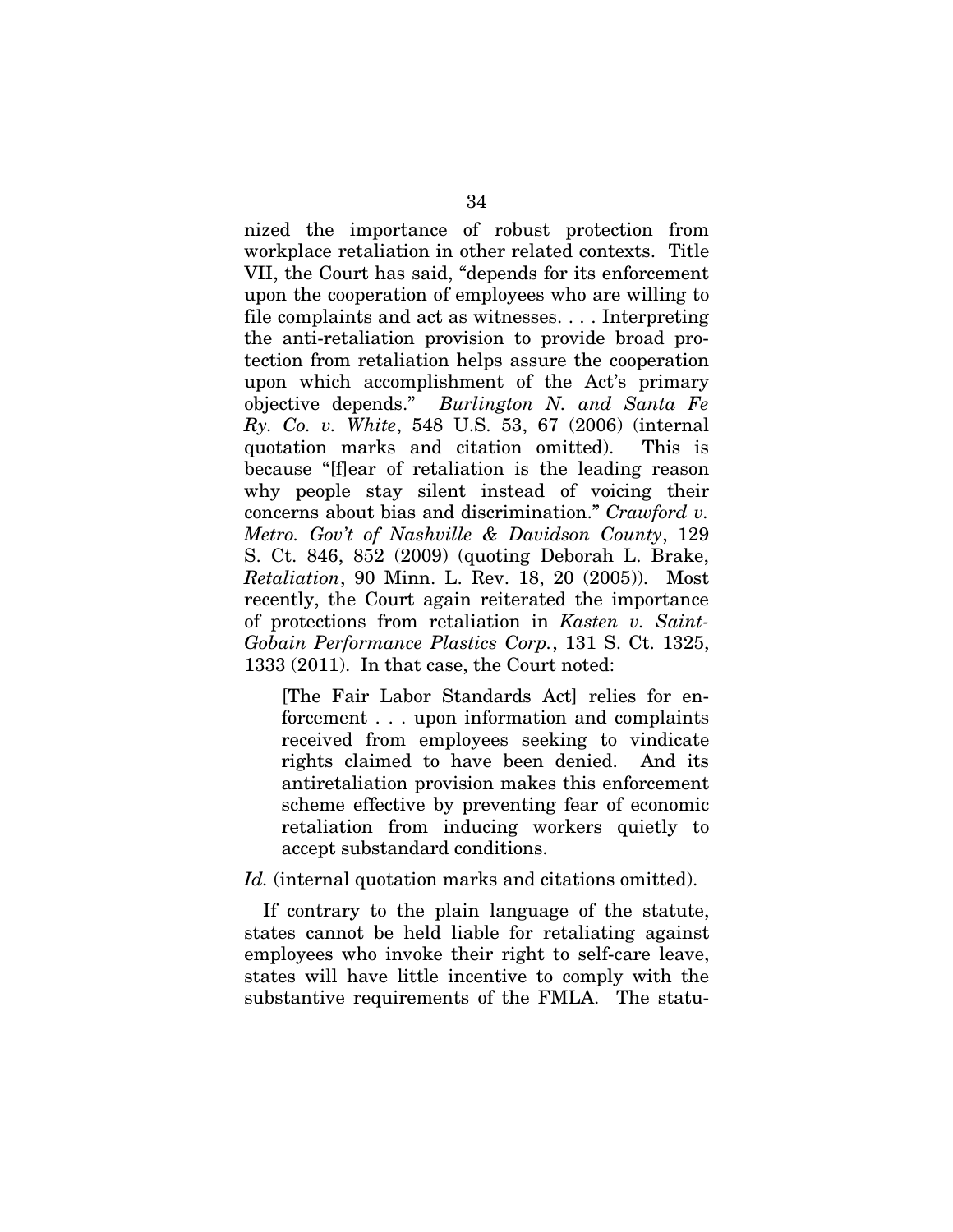nized the importance of robust protection from workplace retaliation in other related contexts. Title VII, the Court has said, "depends for its enforcement upon the cooperation of employees who are willing to file complaints and act as witnesses. . . . Interpreting the anti-retaliation provision to provide broad protection from retaliation helps assure the cooperation upon which accomplishment of the Act's primary objective depends." *Burlington N. and Santa Fe Ry. Co. v. White*, 548 U.S. 53, 67 (2006) (internal quotation marks and citation omitted). This is because "[f]ear of retaliation is the leading reason why people stay silent instead of voicing their concerns about bias and discrimination." *Crawford v. Metro. Gov't of Nashville & Davidson County*, 129 S. Ct. 846, 852 (2009) (quoting Deborah L. Brake, *Retaliation*, 90 Minn. L. Rev. 18, 20 (2005)). Most recently, the Court again reiterated the importance of protections from retaliation in *Kasten v. Saint-Gobain Performance Plastics Corp.*, 131 S. Ct. 1325, 1333 (2011). In that case, the Court noted:

> [The Fair Labor Standards Act] relies for enforcement . . . upon information and complaints received from employees seeking to vindicate rights claimed to have been denied. And its antiretaliation provision makes this enforcement scheme effective by preventing fear of economic retaliation from inducing workers quietly to accept substandard conditions.

*Id.* (internal quotation marks and citations omitted).

If contrary to the plain language of the statute, states cannot be held liable for retaliating against employees who invoke their right to self-care leave, states will have little incentive to comply with the substantive requirements of the FMLA. The statu-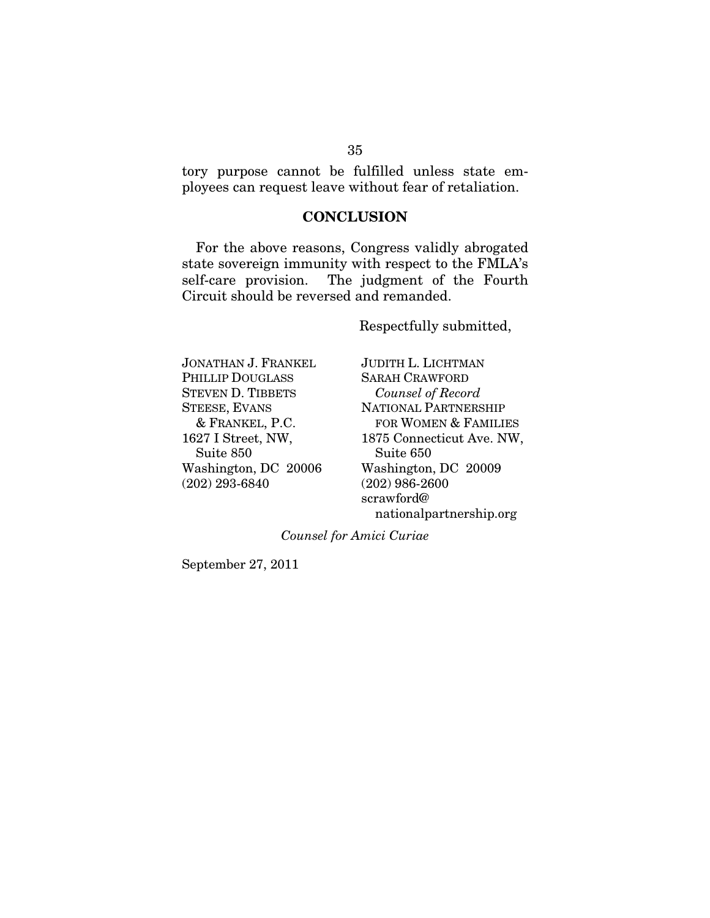tory purpose cannot be fulfilled unless state employees can request leave without fear of retaliation.

## CONCLUSION

For the above reasons, Congress validly abrogated state sovereign immunity with respect to the FMLA's self-care provision. The judgment of the Fourth Circuit should be reversed and remanded.

Respectfully submitted,

JONATHAN J. FRANKEL
PHILLIP DOUGLASS
STEVEN D. TIBBETS
STEESE, EVANS
& FRANKEL, P.C.
1627 I Street, NW,
Suite 850
Washington, DC 20006
(202) 293-6840

JUDITH L. LICHTMAN
SARAH CRAWFORD
*Counsel of Record*
NATIONAL PARTNERSHIP
FOR WOMEN & FAMILIES
1875 Connecticut Ave. NW,
Suite 650
Washington, DC 20009
(202) 986-2600
scrawford@
nationalpartnership.org

*Counsel for Amici Curiae*

September 27, 2011